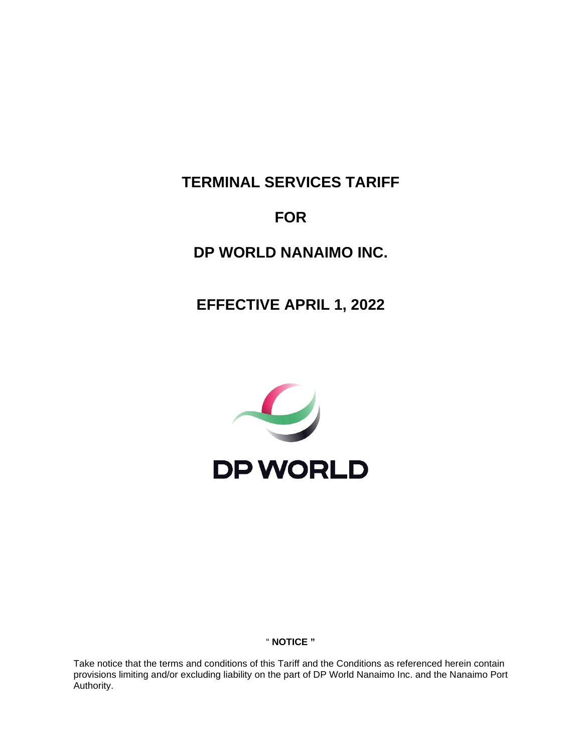# TERMINAL SERVICES TARIFF

# FOR

# DP WORLD NANAIMO INC.

# EFFECTIVE APRIL 1, 2022

DP WORLD

" **NOTICE** "

Take notice that the terms and conditions of this Tariff and the Conditions as referenced herein contain provisions limiting and/or excluding liability on the part of DP World Nanaimo Inc. and the Nanaimo Port Authority.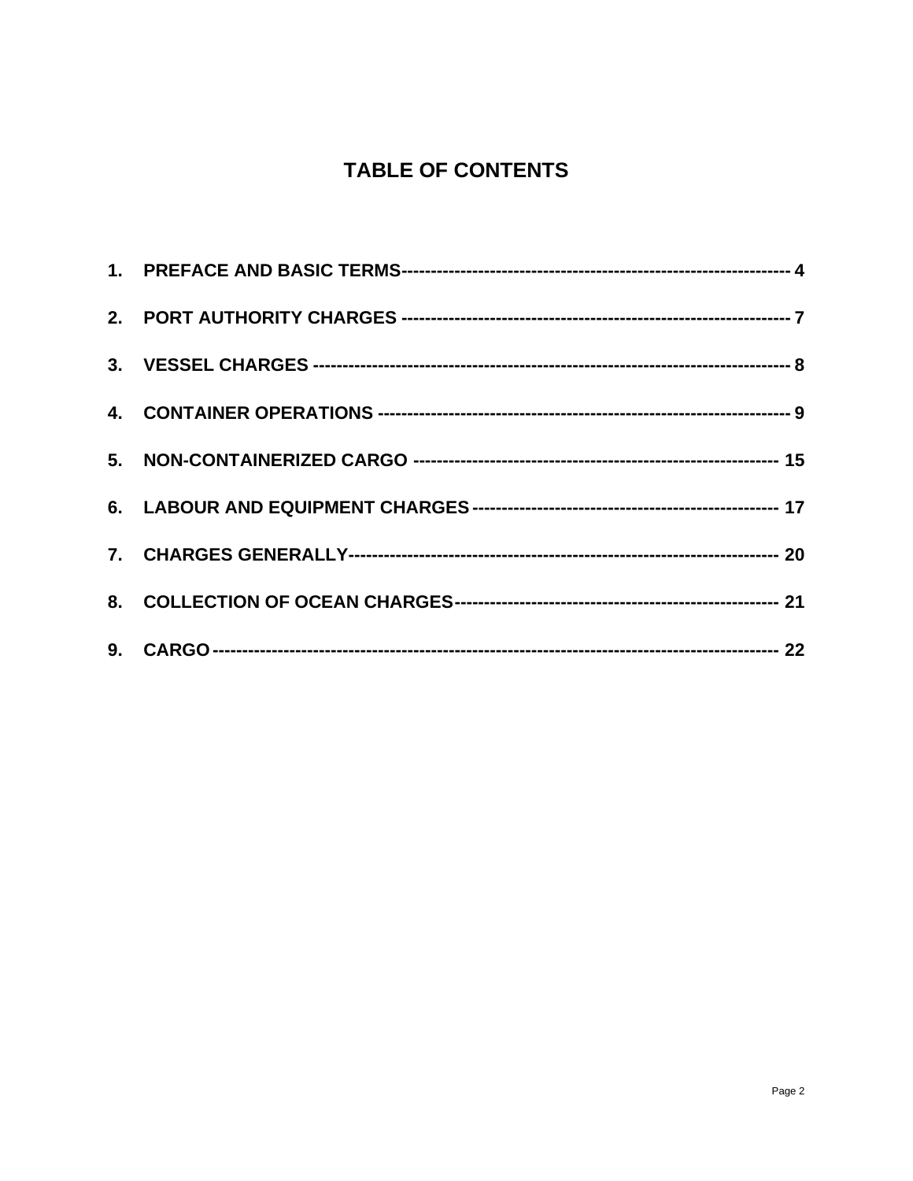# TABLE OF CONTENTS

1. **PREFACE AND BASIC TERMS---------------------------------------------------------------- 4**
2. **PORT AUTHORITY CHARGES ---------------------------------------------------------------- 7**
3. **VESSEL CHARGES ------------------------------------------------------------------------------- 8**
4. **CONTAINER OPERATIONS ------------------------------------------------------------------- 9**
5. **NON-CONTAINERIZED CARGO ------------------------------------------------------------ 15**
6. **LABOUR AND EQUIPMENT CHARGES -------------------------------------------------- 17**
7. **CHARGES GENERALLY----------------------------------------------------------------------- 20**
8. **COLLECTION OF OCEAN CHARGES------------------------------------------------------ 21**
9. **CARGO ------------------------------------------------------------------------------------------- 22**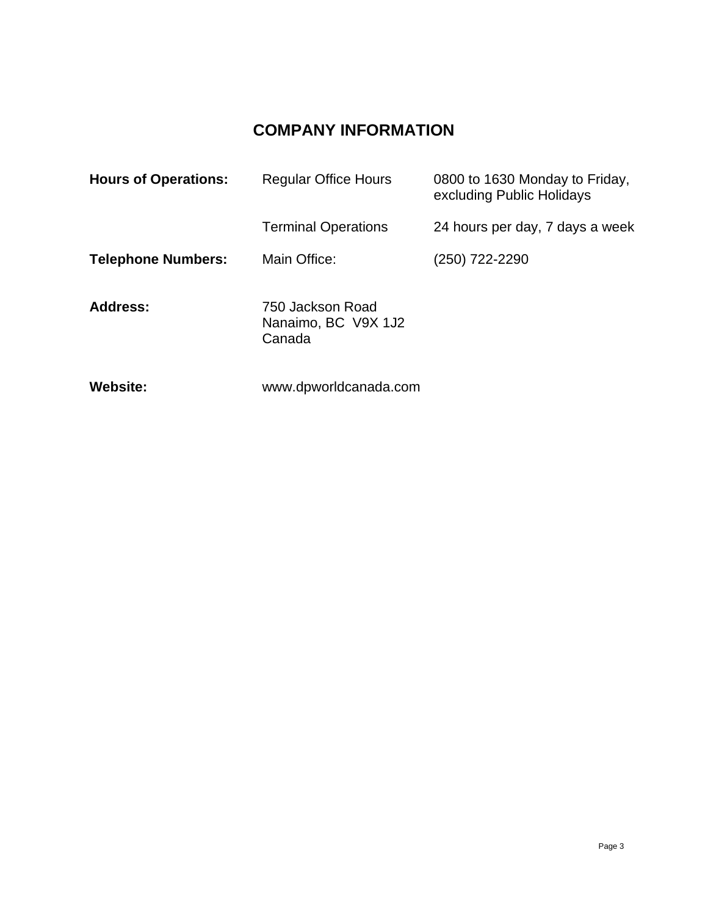# COMPANY INFORMATION

| | | |
|---|---|---|
| **Hours of Operations:** | Regular Office Hours | 0800 to 1630 Monday to Friday, excluding Public Holidays |
| | Terminal Operations | 24 hours per day, 7 days a week |
| **Telephone Numbers:** | Main Office: | (250) 722-2290 |
| **Address:** | 750 Jackson Road<br>Nanaimo, BC  V9X 1J2<br>Canada | |
| **Website:** | www.dpworldcanada.com | |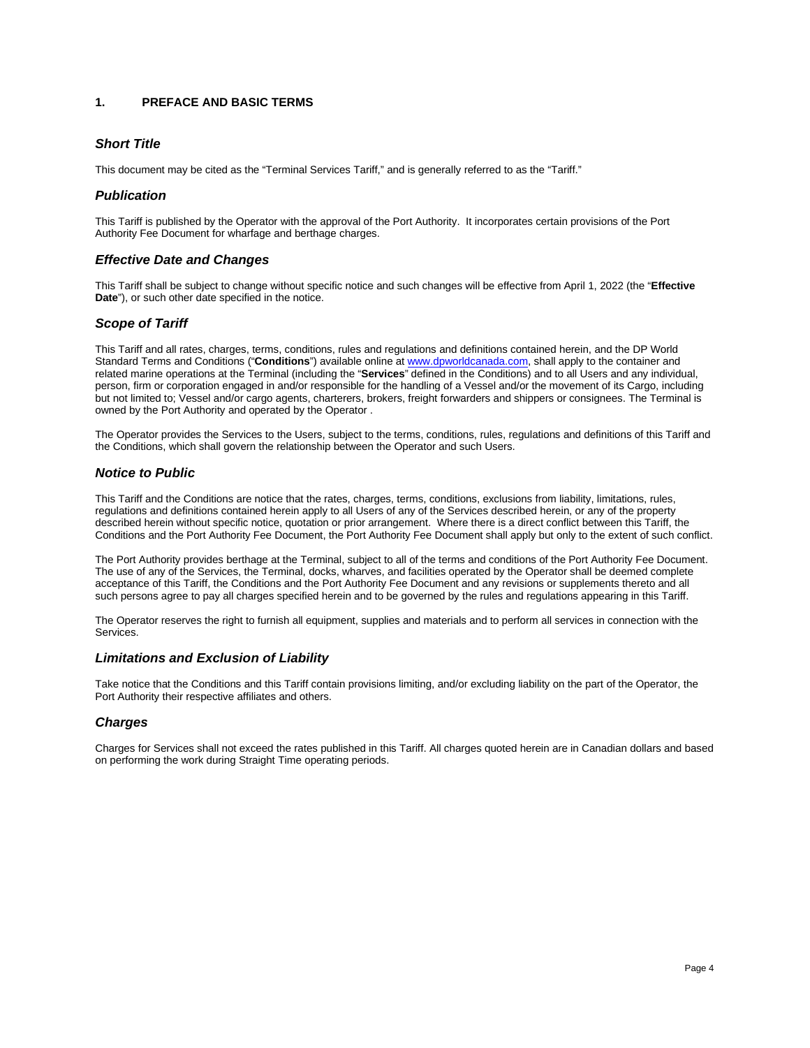## 1. PREFACE AND BASIC TERMS

### *Short Title*

This document may be cited as the "Terminal Services Tariff," and is generally referred to as the "Tariff."

### *Publication*

This Tariff is published by the Operator with the approval of the Port Authority. It incorporates certain provisions of the Port Authority Fee Document for wharfage and berthage charges.

### *Effective Date and Changes*

This Tariff shall be subject to change without specific notice and such changes will be effective from April 1, 2022 (the "**Effective Date**"), or such other date specified in the notice.

### *Scope of Tariff*

This Tariff and all rates, charges, terms, conditions, rules and regulations and definitions contained herein, and the DP World Standard Terms and Conditions ("**Conditions**") available online at www.dpworldcanada.com, shall apply to the container and related marine operations at the Terminal (including the "**Services**" defined in the Conditions) and to all Users and any individual, person, firm or corporation engaged in and/or responsible for the handling of a Vessel and/or the movement of its Cargo, including but not limited to; Vessel and/or cargo agents, charterers, brokers, freight forwarders and shippers or consignees. The Terminal is owned by the Port Authority and operated by the Operator .

The Operator provides the Services to the Users, subject to the terms, conditions, rules, regulations and definitions of this Tariff and the Conditions, which shall govern the relationship between the Operator and such Users.

### *Notice to Public*

This Tariff and the Conditions are notice that the rates, charges, terms, conditions, exclusions from liability, limitations, rules, regulations and definitions contained herein apply to all Users of any of the Services described herein, or any of the property described herein without specific notice, quotation or prior arrangement. Where there is a direct conflict between this Tariff, the Conditions and the Port Authority Fee Document, the Port Authority Fee Document shall apply but only to the extent of such conflict.

The Port Authority provides berthage at the Terminal, subject to all of the terms and conditions of the Port Authority Fee Document. The use of any of the Services, the Terminal, docks, wharves, and facilities operated by the Operator shall be deemed complete acceptance of this Tariff, the Conditions and the Port Authority Fee Document and any revisions or supplements thereto and all such persons agree to pay all charges specified herein and to be governed by the rules and regulations appearing in this Tariff.

The Operator reserves the right to furnish all equipment, supplies and materials and to perform all services in connection with the Services.

### *Limitations and Exclusion of Liability*

Take notice that the Conditions and this Tariff contain provisions limiting, and/or excluding liability on the part of the Operator, the Port Authority their respective affiliates and others.

### *Charges*

Charges for Services shall not exceed the rates published in this Tariff. All charges quoted herein are in Canadian dollars and based on performing the work during Straight Time operating periods.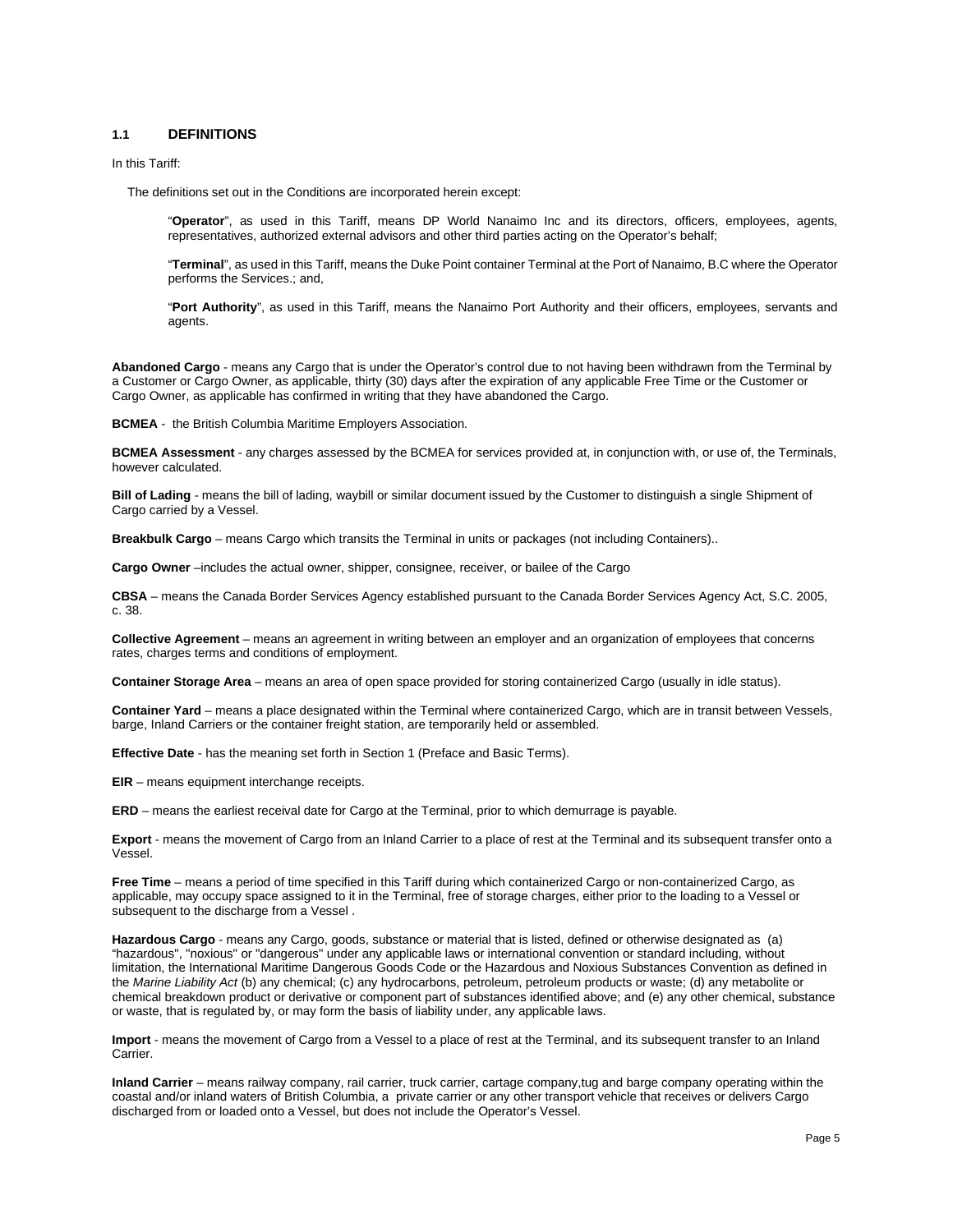### 1.1 DEFINITIONS

In this Tariff:

The definitions set out in the Conditions are incorporated herein except:

> "**Operator**", as used in this Tariff, means DP World Nanaimo Inc and its directors, officers, employees, agents, representatives, authorized external advisors and other third parties acting on the Operator's behalf;
>
> "**Terminal**", as used in this Tariff, means the Duke Point container Terminal at the Port of Nanaimo, B.C where the Operator performs the Services.; and,
>
> "**Port Authority**", as used in this Tariff, means the Nanaimo Port Authority and their officers, employees, servants and agents.

**Abandoned Cargo** - means any Cargo that is under the Operator's control due to not having been withdrawn from the Terminal by a Customer or Cargo Owner, as applicable, thirty (30) days after the expiration of any applicable Free Time or the Customer or Cargo Owner, as applicable has confirmed in writing that they have abandoned the Cargo.

**BCMEA** - the British Columbia Maritime Employers Association.

**BCMEA Assessment** - any charges assessed by the BCMEA for services provided at, in conjunction with, or use of, the Terminals, however calculated.

**Bill of Lading** - means the bill of lading, waybill or similar document issued by the Customer to distinguish a single Shipment of Cargo carried by a Vessel.

**Breakbulk Cargo** – means Cargo which transits the Terminal in units or packages (not including Containers)..

**Cargo Owner** –includes the actual owner, shipper, consignee, receiver, or bailee of the Cargo

**CBSA** – means the Canada Border Services Agency established pursuant to the Canada Border Services Agency Act, S.C. 2005, c. 38.

**Collective Agreement** – means an agreement in writing between an employer and an organization of employees that concerns rates, charges terms and conditions of employment.

**Container Storage Area** – means an area of open space provided for storing containerized Cargo (usually in idle status).

**Container Yard** – means a place designated within the Terminal where containerized Cargo, which are in transit between Vessels, barge, Inland Carriers or the container freight station, are temporarily held or assembled.

**Effective Date** - has the meaning set forth in Section 1 (Preface and Basic Terms).

**EIR** – means equipment interchange receipts.

**ERD** – means the earliest receival date for Cargo at the Terminal, prior to which demurrage is payable.

**Export** - means the movement of Cargo from an Inland Carrier to a place of rest at the Terminal and its subsequent transfer onto a Vessel.

**Free Time** – means a period of time specified in this Tariff during which containerized Cargo or non-containerized Cargo, as applicable, may occupy space assigned to it in the Terminal, free of storage charges, either prior to the loading to a Vessel or subsequent to the discharge from a Vessel .

**Hazardous Cargo** - means any Cargo, goods, substance or material that is listed, defined or otherwise designated as (a) "hazardous", "noxious" or "dangerous" under any applicable laws or international convention or standard including, without limitation, the International Maritime Dangerous Goods Code or the Hazardous and Noxious Substances Convention as defined in the *Marine Liability Act* (b) any chemical; (c) any hydrocarbons, petroleum, petroleum products or waste; (d) any metabolite or chemical breakdown product or derivative or component part of substances identified above; and (e) any other chemical, substance or waste, that is regulated by, or may form the basis of liability under, any applicable laws.

**Import** - means the movement of Cargo from a Vessel to a place of rest at the Terminal, and its subsequent transfer to an Inland Carrier.

**Inland Carrier** – means railway company, rail carrier, truck carrier, cartage company,tug and barge company operating within the coastal and/or inland waters of British Columbia, a private carrier or any other transport vehicle that receives or delivers Cargo discharged from or loaded onto a Vessel, but does not include the Operator's Vessel.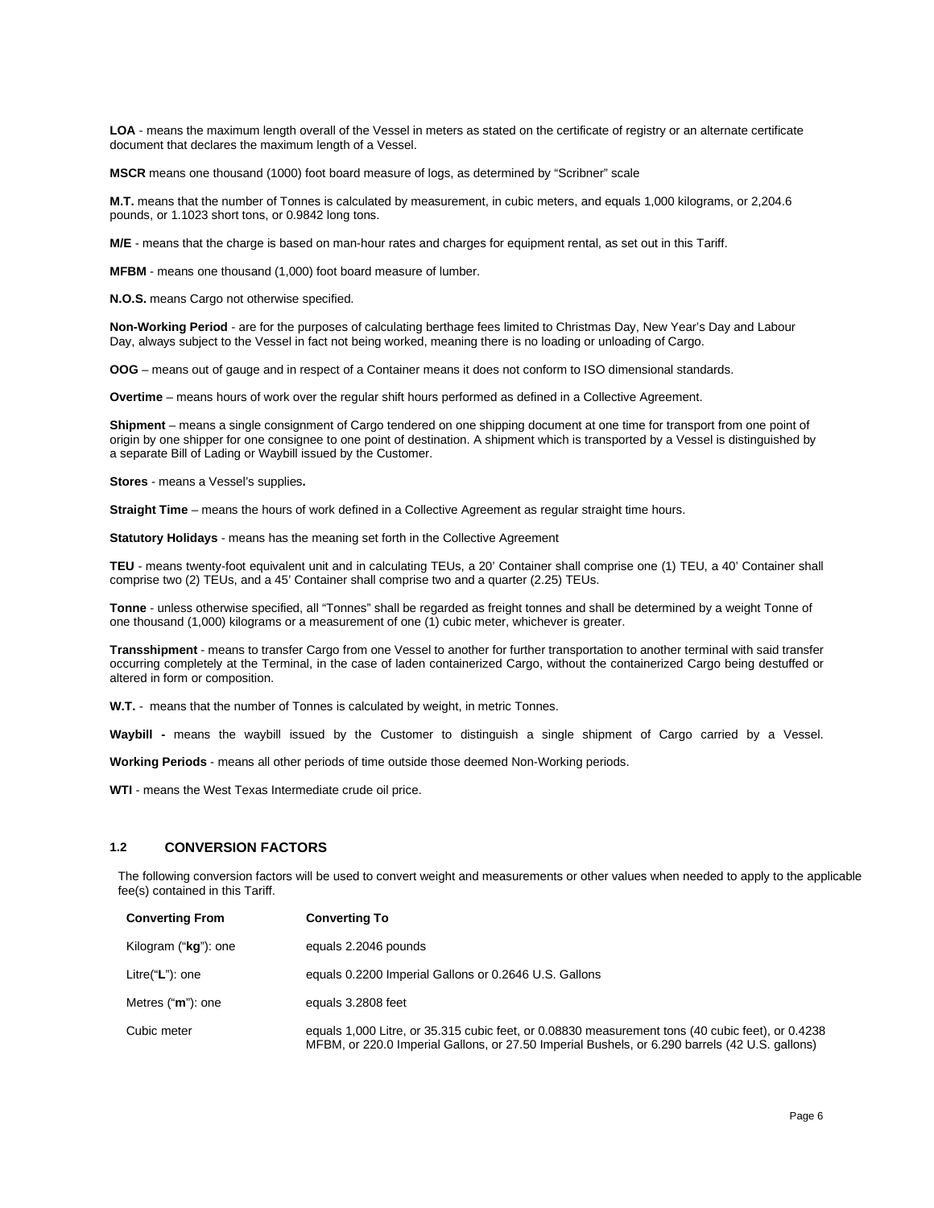**LOA** - means the maximum length overall of the Vessel in meters as stated on the certificate of registry or an alternate certificate document that declares the maximum length of a Vessel.

**MSCR** means one thousand (1000) foot board measure of logs, as determined by "Scribner" scale

**M.T.** means that the number of Tonnes is calculated by measurement, in cubic meters, and equals 1,000 kilograms, or 2,204.6 pounds, or 1.1023 short tons, or 0.9842 long tons.

**M/E** - means that the charge is based on man-hour rates and charges for equipment rental, as set out in this Tariff.

**MFBM** - means one thousand (1,000) foot board measure of lumber.

**N.O.S.** means Cargo not otherwise specified.

**Non-Working Period** - are for the purposes of calculating berthage fees limited to Christmas Day, New Year's Day and Labour Day, always subject to the Vessel in fact not being worked, meaning there is no loading or unloading of Cargo.

**OOG** – means out of gauge and in respect of a Container means it does not conform to ISO dimensional standards.

**Overtime** – means hours of work over the regular shift hours performed as defined in a Collective Agreement.

**Shipment** – means a single consignment of Cargo tendered on one shipping document at one time for transport from one point of origin by one shipper for one consignee to one point of destination. A shipment which is transported by a Vessel is distinguished by a separate Bill of Lading or Waybill issued by the Customer.

**Stores** - means a Vessel's supplies**.**

**Straight Time** – means the hours of work defined in a Collective Agreement as regular straight time hours.

**Statutory Holidays** - means has the meaning set forth in the Collective Agreement

**TEU** - means twenty-foot equivalent unit and in calculating TEUs, a 20' Container shall comprise one (1) TEU, a 40' Container shall comprise two (2) TEUs, and a 45' Container shall comprise two and a quarter (2.25) TEUs.

**Tonne** - unless otherwise specified, all "Tonnes" shall be regarded as freight tonnes and shall be determined by a weight Tonne of one thousand (1,000) kilograms or a measurement of one (1) cubic meter, whichever is greater.

**Transshipment** - means to transfer Cargo from one Vessel to another for further transportation to another terminal with said transfer occurring completely at the Terminal, in the case of laden containerized Cargo, without the containerized Cargo being destuffed or altered in form or composition.

**W.T.** - means that the number of Tonnes is calculated by weight, in metric Tonnes.

**Waybill -** means the waybill issued by the Customer to distinguish a single shipment of Cargo carried by a Vessel.

**Working Periods** - means all other periods of time outside those deemed Non-Working periods.

**WTI** - means the West Texas Intermediate crude oil price.

## 1.2 CONVERSION FACTORS

The following conversion factors will be used to convert weight and measurements or other values when needed to apply to the applicable fee(s) contained in this Tariff.

| Converting From | Converting To |
|---|---|
| Kilogram ("**kg**"): one | equals 2.2046 pounds |
| Litre("**L**"): one | equals 0.2200 Imperial Gallons or 0.2646 U.S. Gallons |
| Metres ("**m**"): one | equals 3.2808 feet |
| Cubic meter | equals 1,000 Litre, or 35.315 cubic feet, or 0.08830 measurement tons (40 cubic feet), or 0.4238 MFBM, or 220.0 Imperial Gallons, or 27.50 Imperial Bushels, or 6.290 barrels (42 U.S. gallons) |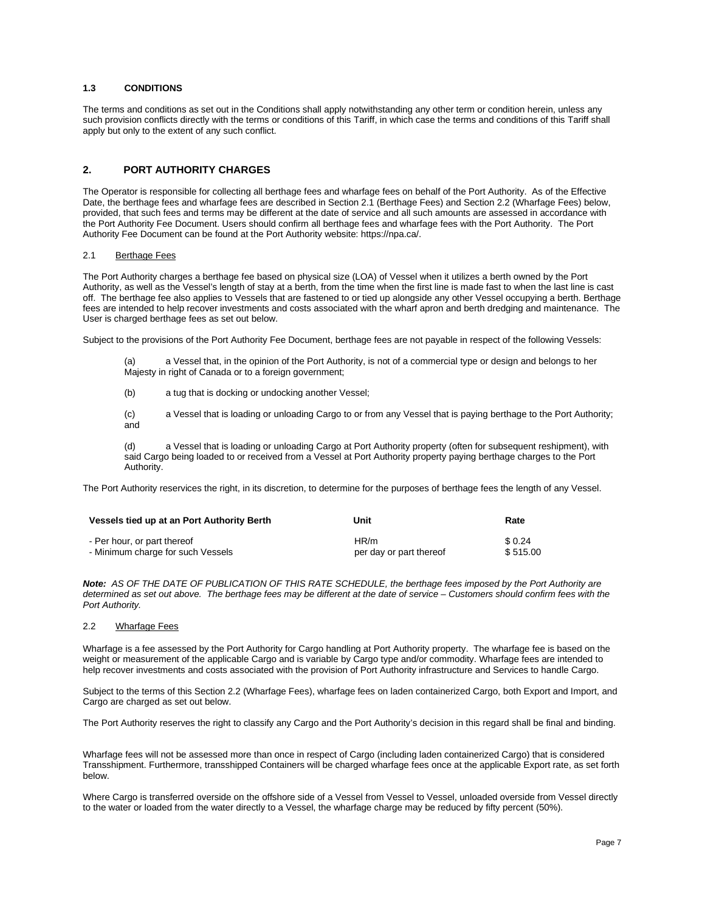### 1.3 CONDITIONS

The terms and conditions as set out in the Conditions shall apply notwithstanding any other term or condition herein, unless any such provision conflicts directly with the terms or conditions of this Tariff, in which case the terms and conditions of this Tariff shall apply but only to the extent of any such conflict.

## 2. PORT AUTHORITY CHARGES

The Operator is responsible for collecting all berthage fees and wharfage fees on behalf of the Port Authority. As of the Effective Date, the berthage fees and wharfage fees are described in Section 2.1 (Berthage Fees) and Section 2.2 (Wharfage Fees) below, provided, that such fees and terms may be different at the date of service and all such amounts are assessed in accordance with the Port Authority Fee Document. Users should confirm all berthage fees and wharfage fees with the Port Authority. The Port Authority Fee Document can be found at the Port Authority website: https://npa.ca/.

### 2.1 Berthage Fees

The Port Authority charges a berthage fee based on physical size (LOA) of Vessel when it utilizes a berth owned by the Port Authority, as well as the Vessel's length of stay at a berth, from the time when the first line is made fast to when the last line is cast off. The berthage fee also applies to Vessels that are fastened to or tied up alongside any other Vessel occupying a berth. Berthage fees are intended to help recover investments and costs associated with the wharf apron and berth dredging and maintenance. The User is charged berthage fees as set out below.

Subject to the provisions of the Port Authority Fee Document, berthage fees are not payable in respect of the following Vessels:

(a) a Vessel that, in the opinion of the Port Authority, is not of a commercial type or design and belongs to her Majesty in right of Canada or to a foreign government;

(b) a tug that is docking or undocking another Vessel;

(c) a Vessel that is loading or unloading Cargo to or from any Vessel that is paying berthage to the Port Authority; and

(d) a Vessel that is loading or unloading Cargo at Port Authority property (often for subsequent reshipment), with said Cargo being loaded to or received from a Vessel at Port Authority property paying berthage charges to the Port Authority.

The Port Authority reservices the right, in its discretion, to determine for the purposes of berthage fees the length of any Vessel.

| Vessels tied up at an Port Authority Berth | Unit | Rate |
|---|---|---|
| - Per hour, or part thereof | HR/m | $ 0.24 |
| - Minimum charge for such Vessels | per day or part thereof | $ 515.00 |

***Note:*** *AS OF THE DATE OF PUBLICATION OF THIS RATE SCHEDULE, the berthage fees imposed by the Port Authority are determined as set out above. The berthage fees may be different at the date of service – Customers should confirm fees with the Port Authority.*

### 2.2 Wharfage Fees

Wharfage is a fee assessed by the Port Authority for Cargo handling at Port Authority property. The wharfage fee is based on the weight or measurement of the applicable Cargo and is variable by Cargo type and/or commodity. Wharfage fees are intended to help recover investments and costs associated with the provision of Port Authority infrastructure and Services to handle Cargo.

Subject to the terms of this Section 2.2 (Wharfage Fees), wharfage fees on laden containerized Cargo, both Export and Import, and Cargo are charged as set out below.

The Port Authority reserves the right to classify any Cargo and the Port Authority's decision in this regard shall be final and binding.

Wharfage fees will not be assessed more than once in respect of Cargo (including laden containerized Cargo) that is considered Transshipment. Furthermore, transshipped Containers will be charged wharfage fees once at the applicable Export rate, as set forth below.

Where Cargo is transferred overside on the offshore side of a Vessel from Vessel to Vessel, unloaded overside from Vessel directly to the water or loaded from the water directly to a Vessel, the wharfage charge may be reduced by fifty percent (50%).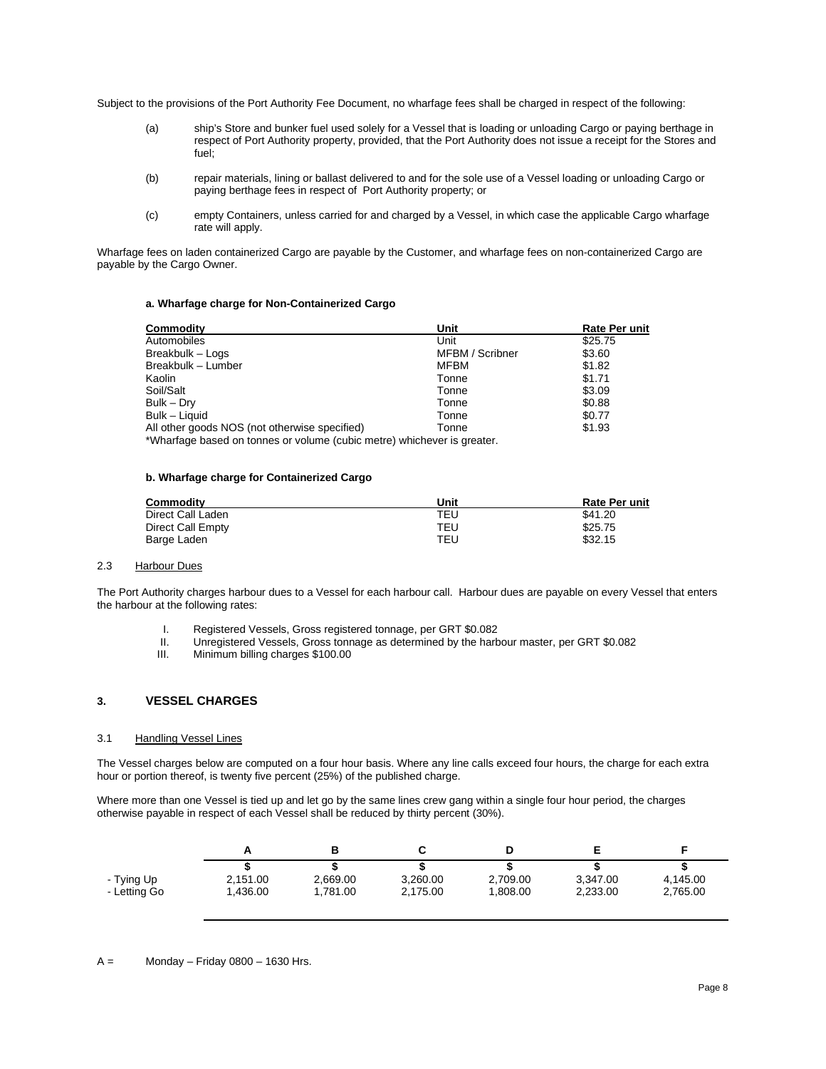Subject to the provisions of the Port Authority Fee Document, no wharfage fees shall be charged in respect of the following:

(a) ship's Store and bunker fuel used solely for a Vessel that is loading or unloading Cargo or paying berthage in respect of Port Authority property, provided, that the Port Authority does not issue a receipt for the Stores and fuel;

(b) repair materials, lining or ballast delivered to and for the sole use of a Vessel loading or unloading Cargo or paying berthage fees in respect of Port Authority property; or

(c) empty Containers, unless carried for and charged by a Vessel, in which case the applicable Cargo wharfage rate will apply.

Wharfage fees on laden containerized Cargo are payable by the Customer, and wharfage fees on non-containerized Cargo are payable by the Cargo Owner.

**a. Wharfage charge for Non-Containerized Cargo**

| Commodity | Unit | Rate Per unit |
|---|---|---|
| Automobiles | Unit | $25.75 |
| Breakbulk – Logs | MFBM / Scribner | $3.60 |
| Breakbulk – Lumber | MFBM | $1.82 |
| Kaolin | Tonne | $1.71 |
| Soil/Salt | Tonne | $3.09 |
| Bulk – Dry | Tonne | $0.88 |
| Bulk – Liquid | Tonne | $0.77 |
| All other goods NOS (not otherwise specified) | Tonne | $1.93 |

*Wharfage based on tonnes or volume (cubic metre) whichever is greater.

**b. Wharfage charge for Containerized Cargo**

| Commodity | Unit | Rate Per unit |
|---|---|---|
| Direct Call Laden | TEU | $41.20 |
| Direct Call Empty | TEU | $25.75 |
| Barge Laden | TEU | $32.15 |

### 2.3 Harbour Dues

The Port Authority charges harbour dues to a Vessel for each harbour call. Harbour dues are payable on every Vessel that enters the harbour at the following rates:

I. Registered Vessels, Gross registered tonnage, per GRT $0.082
II. Unregistered Vessels, Gross tonnage as determined by the harbour master, per GRT $0.082
III. Minimum billing charges $100.00

## 3. VESSEL CHARGES

### 3.1 Handling Vessel Lines

The Vessel charges below are computed on a four hour basis. Where any line calls exceed four hours, the charge for each extra hour or portion thereof, is twenty five percent (25%) of the published charge.

Where more than one Vessel is tied up and let go by the same lines crew gang within a single four hour period, the charges otherwise payable in respect of each Vessel shall be reduced by thirty percent (30%).

| | A | B | C | D | E | F |
|---|---|---|---|---|---|---|
| | $ | $ | $ | $ | $ | $ |
| - Tying Up | 2,151.00 | 2,669.00 | 3,260.00 | 2,709.00 | 3,347.00 | 4,145.00 |
| - Letting Go | 1,436.00 | 1,781.00 | 2,175.00 | 1,808.00 | 2,233.00 | 2,765.00 |

A = Monday – Friday 0800 – 1630 Hrs.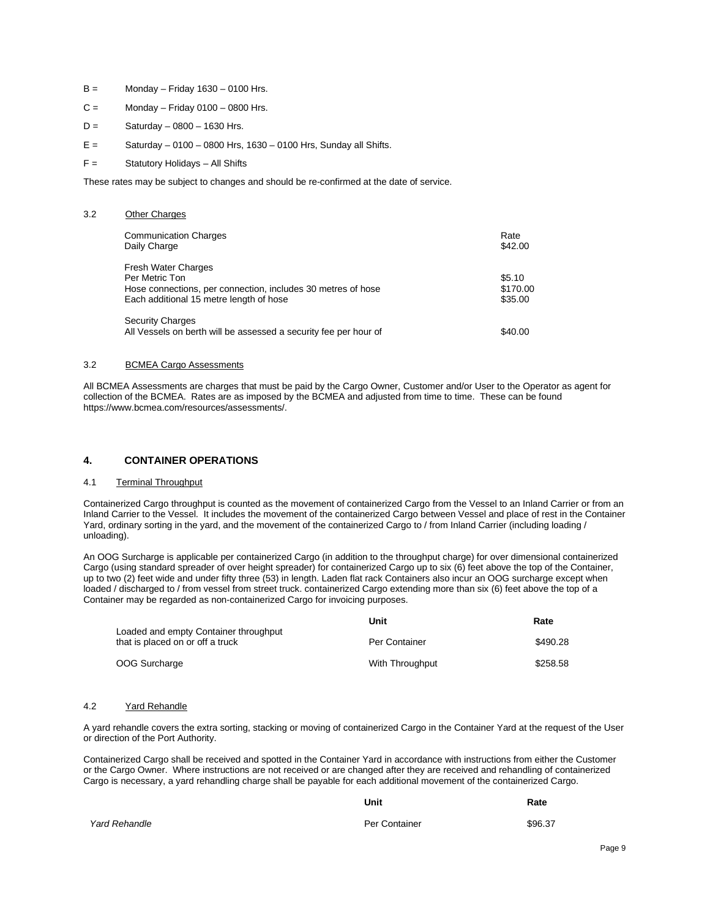B = Monday – Friday 1630 – 0100 Hrs.

C = Monday – Friday 0100 – 0800 Hrs.

D = Saturday – 0800 – 1630 Hrs.

E = Saturday – 0100 – 0800 Hrs, 1630 – 0100 Hrs, Sunday all Shifts.

F = Statutory Holidays – All Shifts

These rates may be subject to changes and should be re-confirmed at the date of service.

### 3.2 Other Charges

| | |
|---|---|
| Communication Charges | Rate |
| Daily Charge | $42.00 |
| Fresh Water Charges | |
| Per Metric Ton | $5.10 |
| Hose connections, per connection, includes 30 metres of hose | $170.00 |
| Each additional 15 metre length of hose | $35.00 |
| Security Charges | |
| All Vessels on berth will be assessed a security fee per hour of | $40.00 |

### 3.2 BCMEA Cargo Assessments

All BCMEA Assessments are charges that must be paid by the Cargo Owner, Customer and/or User to the Operator as agent for collection of the BCMEA. Rates are as imposed by the BCMEA and adjusted from time to time. These can be found https://www.bcmea.com/resources/assessments/.

## 4. CONTAINER OPERATIONS

### 4.1 Terminal Throughput

Containerized Cargo throughput is counted as the movement of containerized Cargo from the Vessel to an Inland Carrier or from an Inland Carrier to the Vessel. It includes the movement of the containerized Cargo between Vessel and place of rest in the Container Yard, ordinary sorting in the yard, and the movement of the containerized Cargo to / from Inland Carrier (including loading / unloading).

An OOG Surcharge is applicable per containerized Cargo (in addition to the throughput charge) for over dimensional containerized Cargo (using standard spreader of over height spreader) for containerized Cargo up to six (6) feet above the top of the Container, up to two (2) feet wide and under fifty three (53) in length. Laden flat rack Containers also incur an OOG surcharge except when loaded / discharged to / from vessel from street truck. containerized Cargo extending more than six (6) feet above the top of a Container may be regarded as non-containerized Cargo for invoicing purposes.

| | Unit | Rate |
|---|---|---|
| Loaded and empty Container throughput that is placed on or off a truck | Per Container | $490.28 |
| OOG Surcharge | With Throughput | $258.58 |

### 4.2 Yard Rehandle

A yard rehandle covers the extra sorting, stacking or moving of containerized Cargo in the Container Yard at the request of the User or direction of the Port Authority.

Containerized Cargo shall be received and spotted in the Container Yard in accordance with instructions from either the Customer or the Cargo Owner. Where instructions are not received or are changed after they are received and rehandling of containerized Cargo is necessary, a yard rehandling charge shall be payable for each additional movement of the containerized Cargo.

| | Unit | Rate |
|---|---|---|
| *Yard Rehandle* | Per Container | $96.37 |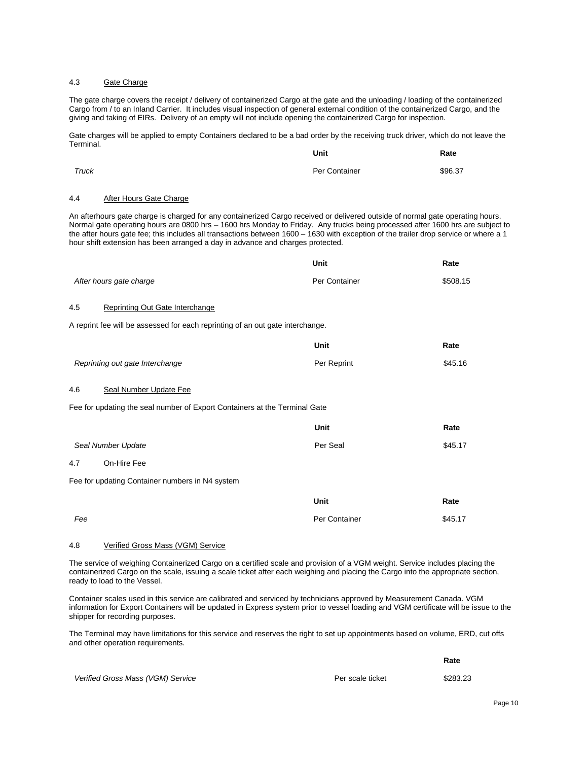### 4.3 Gate Charge

The gate charge covers the receipt / delivery of containerized Cargo at the gate and the unloading / loading of the containerized Cargo from / to an Inland Carrier. It includes visual inspection of general external condition of the containerized Cargo, and the giving and taking of EIRs. Delivery of an empty will not include opening the containerized Cargo for inspection.

Gate charges will be applied to empty Containers declared to be a bad order by the receiving truck driver, which do not leave the Terminal.

| | Unit | Rate |
|---|---|---|
| *Truck* | Per Container | $96.37 |

### 4.4 After Hours Gate Charge

An afterhours gate charge is charged for any containerized Cargo received or delivered outside of normal gate operating hours. Normal gate operating hours are 0800 hrs – 1600 hrs Monday to Friday. Any trucks being processed after 1600 hrs are subject to the after hours gate fee; this includes all transactions between 1600 – 1630 with exception of the trailer drop service or where a 1 hour shift extension has been arranged a day in advance and charges protected.

| | Unit | Rate |
|---|---|---|
| *After hours gate charge* | Per Container | $508.15 |

### 4.5 Reprinting Out Gate Interchange

A reprint fee will be assessed for each reprinting of an out gate interchange.

| | Unit | Rate |
|---|---|---|
| *Reprinting out gate Interchange* | Per Reprint | $45.16 |

### 4.6 Seal Number Update Fee

Fee for updating the seal number of Export Containers at the Terminal Gate

| | Unit | Rate |
|---|---|---|
| *Seal Number Update* | Per Seal | $45.17 |

### 4.7 On-Hire Fee

Fee for updating Container numbers in N4 system

| | Unit | Rate |
|---|---|---|
| *Fee* | Per Container | $45.17 |

### 4.8 Verified Gross Mass (VGM) Service

The service of weighing Containerized Cargo on a certified scale and provision of a VGM weight. Service includes placing the containerized Cargo on the scale, issuing a scale ticket after each weighing and placing the Cargo into the appropriate section, ready to load to the Vessel.

Container scales used in this service are calibrated and serviced by technicians approved by Measurement Canada. VGM information for Export Containers will be updated in Express system prior to vessel loading and VGM certificate will be issue to the shipper for recording purposes.

The Terminal may have limitations for this service and reserves the right to set up appointments based on volume, ERD, cut offs and other operation requirements.

| | | Rate |
|---|---|---|
| *Verified Gross Mass (VGM) Service* | Per scale ticket | $283.23 |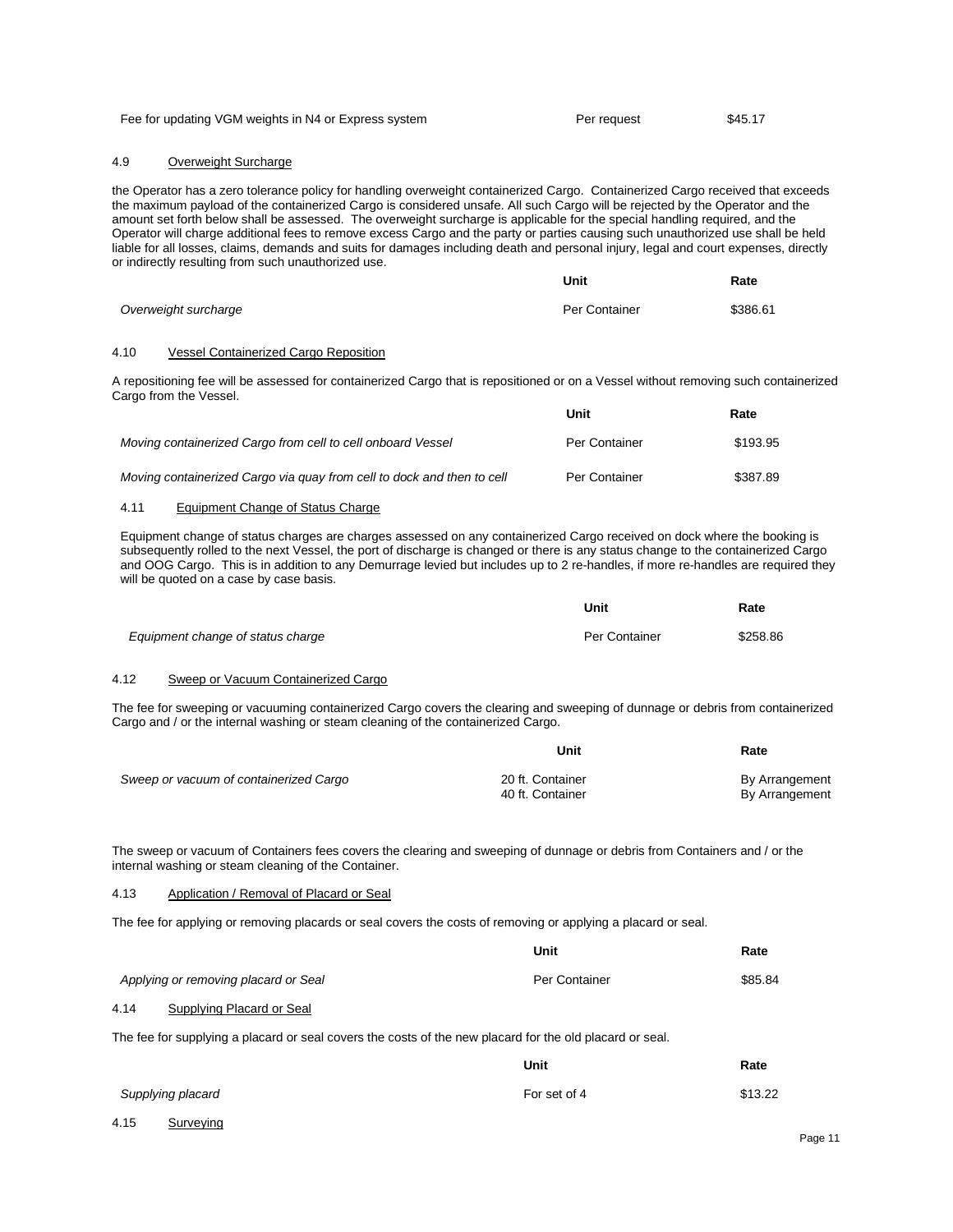| | | |
|---|---|---|
| Fee for updating VGM weights in N4 or Express system | Per request | $45.17 |

### 4.9 Overweight Surcharge

the Operator has a zero tolerance policy for handling overweight containerized Cargo. Containerized Cargo received that exceeds the maximum payload of the containerized Cargo is considered unsafe. All such Cargo will be rejected by the Operator and the amount set forth below shall be assessed. The overweight surcharge is applicable for the special handling required, and the Operator will charge additional fees to remove excess Cargo and the party or parties causing such unauthorized use shall be held liable for all losses, claims, demands and suits for damages including death and personal injury, legal and court expenses, directly or indirectly resulting from such unauthorized use.

| | Unit | Rate |
|---|---|---|
| *Overweight surcharge* | Per Container | $386.61 |

### 4.10 Vessel Containerized Cargo Reposition

A repositioning fee will be assessed for containerized Cargo that is repositioned or on a Vessel without removing such containerized Cargo from the Vessel.

| | Unit | Rate |
|---|---|---|
| *Moving containerized Cargo from cell to cell onboard Vessel* | Per Container | $193.95 |
| *Moving containerized Cargo via quay from cell to dock and then to cell* | Per Container | $387.89 |

### 4.11 Equipment Change of Status Charge

Equipment change of status charges are charges assessed on any containerized Cargo received on dock where the booking is subsequently rolled to the next Vessel, the port of discharge is changed or there is any status change to the containerized Cargo and OOG Cargo. This is in addition to any Demurrage levied but includes up to 2 re-handles, if more re-handles are required they will be quoted on a case by case basis.

| | Unit | Rate |
|---|---|---|
| *Equipment change of status charge* | Per Container | $258.86 |

### 4.12 Sweep or Vacuum Containerized Cargo

The fee for sweeping or vacuuming containerized Cargo covers the clearing and sweeping of dunnage or debris from containerized Cargo and / or the internal washing or steam cleaning of the containerized Cargo.

| | Unit | Rate |
|---|---|---|
| *Sweep or vacuum of containerized Cargo* | 20 ft. Container | By Arrangement |
| | 40 ft. Container | By Arrangement |

The sweep or vacuum of Containers fees covers the clearing and sweeping of dunnage or debris from Containers and / or the internal washing or steam cleaning of the Container.

### 4.13 Application / Removal of Placard or Seal

The fee for applying or removing placards or seal covers the costs of removing or applying a placard or seal.

| | Unit | Rate |
|---|---|---|
| *Applying or removing placard or Seal* | Per Container | $85.84 |

### 4.14 Supplying Placard or Seal

The fee for supplying a placard or seal covers the costs of the new placard for the old placard or seal.

| | Unit | Rate |
|---|---|---|
| *Supplying placard* | For set of 4 | $13.22 |

### 4.15 Surveying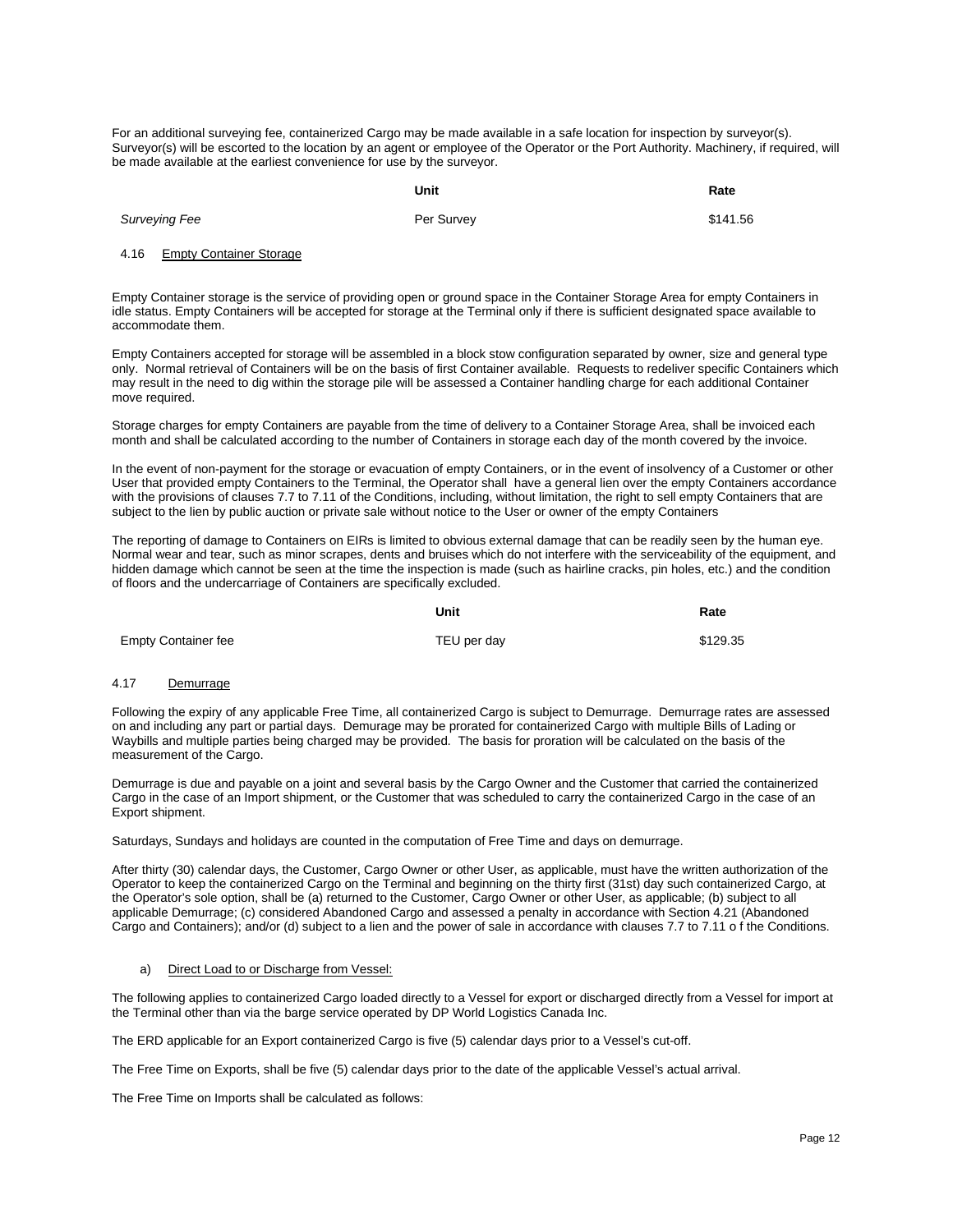For an additional surveying fee, containerized Cargo may be made available in a safe location for inspection by surveyor(s). Surveyor(s) will be escorted to the location by an agent or employee of the Operator or the Port Authority. Machinery, if required, will be made available at the earliest convenience for use by the surveyor.

| | Unit | Rate |
|---|---|---|
| *Surveying Fee* | Per Survey | $141.56 |

### 4.16 Empty Container Storage

Empty Container storage is the service of providing open or ground space in the Container Storage Area for empty Containers in idle status. Empty Containers will be accepted for storage at the Terminal only if there is sufficient designated space available to accommodate them.

Empty Containers accepted for storage will be assembled in a block stow configuration separated by owner, size and general type only. Normal retrieval of Containers will be on the basis of first Container available. Requests to redeliver specific Containers which may result in the need to dig within the storage pile will be assessed a Container handling charge for each additional Container move required.

Storage charges for empty Containers are payable from the time of delivery to a Container Storage Area, shall be invoiced each month and shall be calculated according to the number of Containers in storage each day of the month covered by the invoice.

In the event of non-payment for the storage or evacuation of empty Containers, or in the event of insolvency of a Customer or other User that provided empty Containers to the Terminal, the Operator shall have a general lien over the empty Containers accordance with the provisions of clauses 7.7 to 7.11 of the Conditions, including, without limitation, the right to sell empty Containers that are subject to the lien by public auction or private sale without notice to the User or owner of the empty Containers

The reporting of damage to Containers on EIRs is limited to obvious external damage that can be readily seen by the human eye. Normal wear and tear, such as minor scrapes, dents and bruises which do not interfere with the serviceability of the equipment, and hidden damage which cannot be seen at the time the inspection is made (such as hairline cracks, pin holes, etc.) and the condition of floors and the undercarriage of Containers are specifically excluded.

| | Unit | Rate |
|---|---|---|
| Empty Container fee | TEU per day | $129.35 |

### 4.17 Demurrage

Following the expiry of any applicable Free Time, all containerized Cargo is subject to Demurrage. Demurrage rates are assessed on and including any part or partial days. Demurage may be prorated for containerized Cargo with multiple Bills of Lading or Waybills and multiple parties being charged may be provided. The basis for proration will be calculated on the basis of the measurement of the Cargo.

Demurrage is due and payable on a joint and several basis by the Cargo Owner and the Customer that carried the containerized Cargo in the case of an Import shipment, or the Customer that was scheduled to carry the containerized Cargo in the case of an Export shipment.

Saturdays, Sundays and holidays are counted in the computation of Free Time and days on demurrage.

After thirty (30) calendar days, the Customer, Cargo Owner or other User, as applicable, must have the written authorization of the Operator to keep the containerized Cargo on the Terminal and beginning on the thirty first (31st) day such containerized Cargo, at the Operator's sole option, shall be (a) returned to the Customer, Cargo Owner or other User, as applicable; (b) subject to all applicable Demurrage; (c) considered Abandoned Cargo and assessed a penalty in accordance with Section 4.21 (Abandoned Cargo and Containers); and/or (d) subject to a lien and the power of sale in accordance with clauses 7.7 to 7.11 o f the Conditions.

a) Direct Load to or Discharge from Vessel:

The following applies to containerized Cargo loaded directly to a Vessel for export or discharged directly from a Vessel for import at the Terminal other than via the barge service operated by DP World Logistics Canada Inc.

The ERD applicable for an Export containerized Cargo is five (5) calendar days prior to a Vessel's cut-off.

The Free Time on Exports, shall be five (5) calendar days prior to the date of the applicable Vessel's actual arrival.

The Free Time on Imports shall be calculated as follows: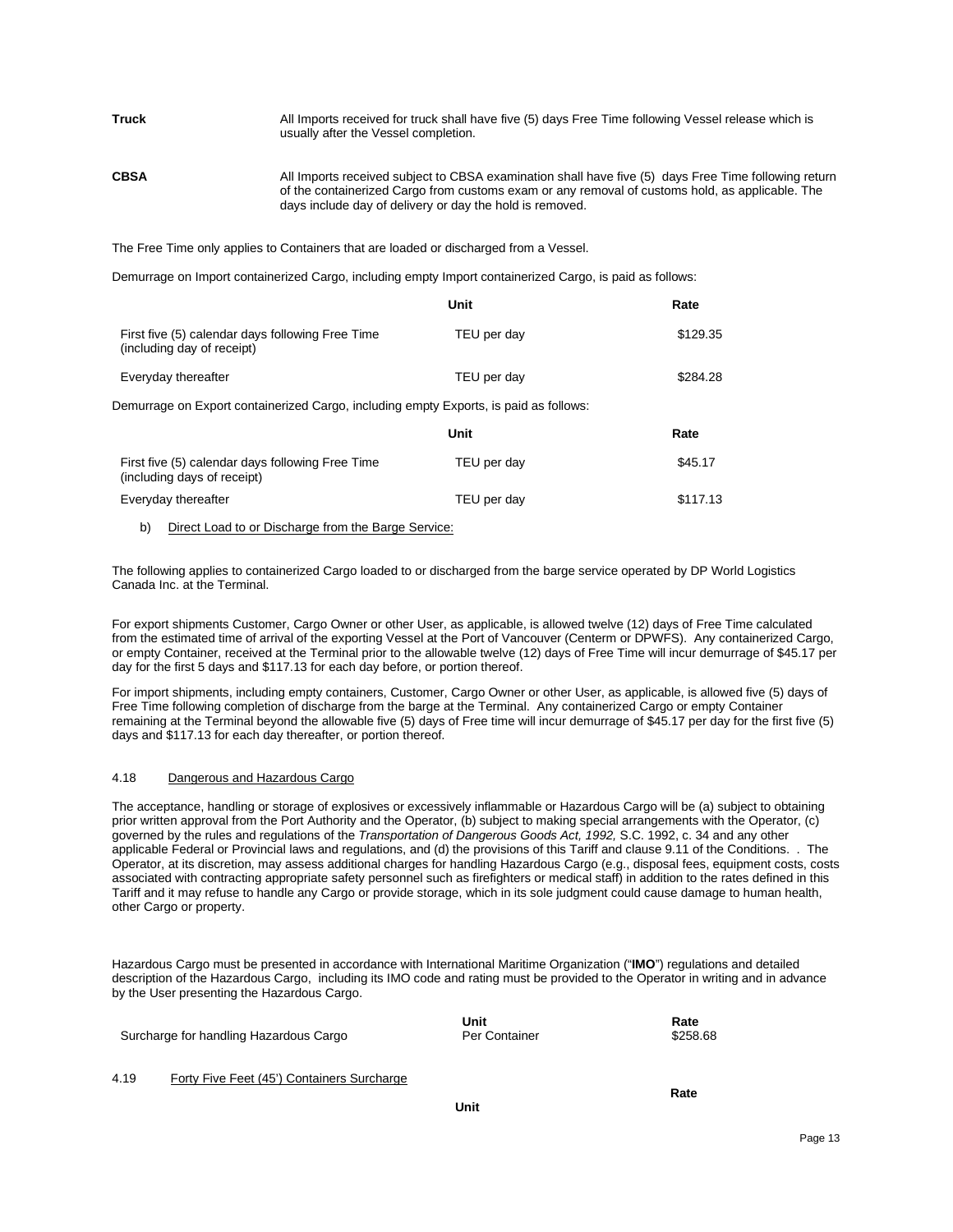| | |
|---|---|
| **Truck** | All Imports received for truck shall have five (5) days Free Time following Vessel release which is usually after the Vessel completion. |
| **CBSA** | All Imports received subject to CBSA examination shall have five (5) days Free Time following return of the containerized Cargo from customs exam or any removal of customs hold, as applicable. The days include day of delivery or day the hold is removed. |

The Free Time only applies to Containers that are loaded or discharged from a Vessel.

Demurrage on Import containerized Cargo, including empty Import containerized Cargo, is paid as follows:

| | Unit | Rate |
|---|---|---|
| First five (5) calendar days following Free Time (including day of receipt) | TEU per day | $129.35 |
| Everyday thereafter | TEU per day | $284.28 |

Demurrage on Export containerized Cargo, including empty Exports, is paid as follows:

| | Unit | Rate |
|---|---|---|
| First five (5) calendar days following Free Time (including days of receipt) | TEU per day | $45.17 |
| Everyday thereafter | TEU per day | $117.13 |

b) Direct Load to or Discharge from the Barge Service:

The following applies to containerized Cargo loaded to or discharged from the barge service operated by DP World Logistics Canada Inc. at the Terminal.

For export shipments Customer, Cargo Owner or other User, as applicable, is allowed twelve (12) days of Free Time calculated from the estimated time of arrival of the exporting Vessel at the Port of Vancouver (Centerm or DPWFS). Any containerized Cargo, or empty Container, received at the Terminal prior to the allowable twelve (12) days of Free Time will incur demurrage of $45.17 per day for the first 5 days and $117.13 for each day before, or portion thereof.

For import shipments, including empty containers, Customer, Cargo Owner or other User, as applicable, is allowed five (5) days of Free Time following completion of discharge from the barge at the Terminal. Any containerized Cargo or empty Container remaining at the Terminal beyond the allowable five (5) days of Free time will incur demurrage of $45.17 per day for the first five (5) days and $117.13 for each day thereafter, or portion thereof.

### 4.18 Dangerous and Hazardous Cargo

The acceptance, handling or storage of explosives or excessively inflammable or Hazardous Cargo will be (a) subject to obtaining prior written approval from the Port Authority and the Operator, (b) subject to making special arrangements with the Operator, (c) governed by the rules and regulations of the *Transportation of Dangerous Goods Act, 1992,* S.C. 1992, c. 34 and any other applicable Federal or Provincial laws and regulations, and (d) the provisions of this Tariff and clause 9.11 of the Conditions. . The Operator, at its discretion, may assess additional charges for handling Hazardous Cargo (e.g., disposal fees, equipment costs, costs associated with contracting appropriate safety personnel such as firefighters or medical staff) in addition to the rates defined in this Tariff and it may refuse to handle any Cargo or provide storage, which in its sole judgment could cause damage to human health, other Cargo or property.

Hazardous Cargo must be presented in accordance with International Maritime Organization ("**IMO**") regulations and detailed description of the Hazardous Cargo, including its IMO code and rating must be provided to the Operator in writing and in advance by the User presenting the Hazardous Cargo.

| | Unit | Rate |
|---|---|---|
| Surcharge for handling Hazardous Cargo | Per Container | $258.68 |

### 4.19 Forty Five Feet (45') Containers Surcharge

| | Unit | Rate |
|---|---|---|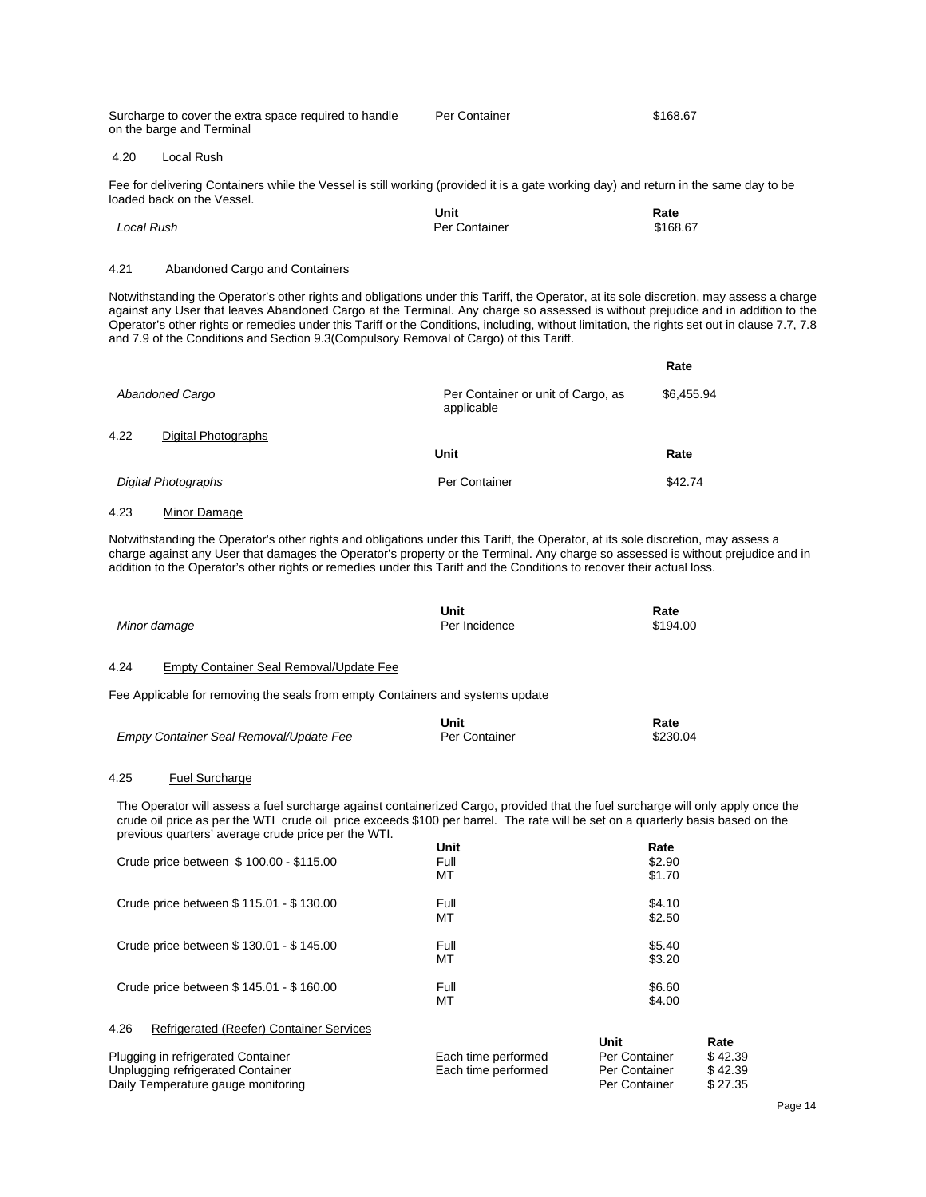| | | |
|---|---|---|
| Surcharge to cover the extra space required to handle on the barge and Terminal | Per Container | $168.67 |

### 4.20 Local Rush

Fee for delivering Containers while the Vessel is still working (provided it is a gate working day) and return in the same day to be loaded back on the Vessel.

| | Unit | Rate |
|---|---|---|
| *Local Rush* | Per Container | $168.67 |

### 4.21 Abandoned Cargo and Containers

Notwithstanding the Operator's other rights and obligations under this Tariff, the Operator, at its sole discretion, may assess a charge against any User that leaves Abandoned Cargo at the Terminal. Any charge so assessed is without prejudice and in addition to the Operator's other rights or remedies under this Tariff or the Conditions, including, without limitation, the rights set out in clause 7.7, 7.8 and 7.9 of the Conditions and Section 9.3(Compulsory Removal of Cargo) of this Tariff.

| | | Rate |
|---|---|---|
| *Abandoned Cargo* | Per Container or unit of Cargo, as applicable | $6,455.94 |

### 4.22 Digital Photographs

| | Unit | Rate |
|---|---|---|
| *Digital Photographs* | Per Container | $42.74 |

### 4.23 Minor Damage

Notwithstanding the Operator's other rights and obligations under this Tariff, the Operator, at its sole discretion, may assess a charge against any User that damages the Operator's property or the Terminal. Any charge so assessed is without prejudice and in addition to the Operator's other rights or remedies under this Tariff and the Conditions to recover their actual loss.

| | Unit | Rate |
|---|---|---|
| *Minor damage* | Per Incidence | $194.00 |

### 4.24 Empty Container Seal Removal/Update Fee

Fee Applicable for removing the seals from empty Containers and systems update

| | Unit | Rate |
|---|---|---|
| *Empty Container Seal Removal/Update Fee* | Per Container | $230.04 |

### 4.25 Fuel Surcharge

The Operator will assess a fuel surcharge against containerized Cargo, provided that the fuel surcharge will only apply once the crude oil price as per the WTI crude oil price exceeds $100 per barrel. The rate will be set on a quarterly basis based on the previous quarters' average crude price per the WTI.

| | Unit | Rate |
|---|---|---|
| Crude price between $ 100.00 - $115.00 | Full | $2.90 |
| | MT | $1.70 |
| Crude price between $ 115.01 - $ 130.00 | Full | $4.10 |
| | MT | $2.50 |
| Crude price between $ 130.01 - $ 145.00 | Full | $5.40 |
| | MT | $3.20 |
| Crude price between $ 145.01 - $ 160.00 | Full | $6.60 |
| | MT | $4.00 |

### 4.26 Refrigerated (Reefer) Container Services

| | | Unit | Rate |
|---|---|---|---|
| Plugging in refrigerated Container | Each time performed | Per Container | $ 42.39 |
| Unplugging refrigerated Container | Each time performed | Per Container | $ 42.39 |
| Daily Temperature gauge monitoring | | Per Container | $ 27.35 |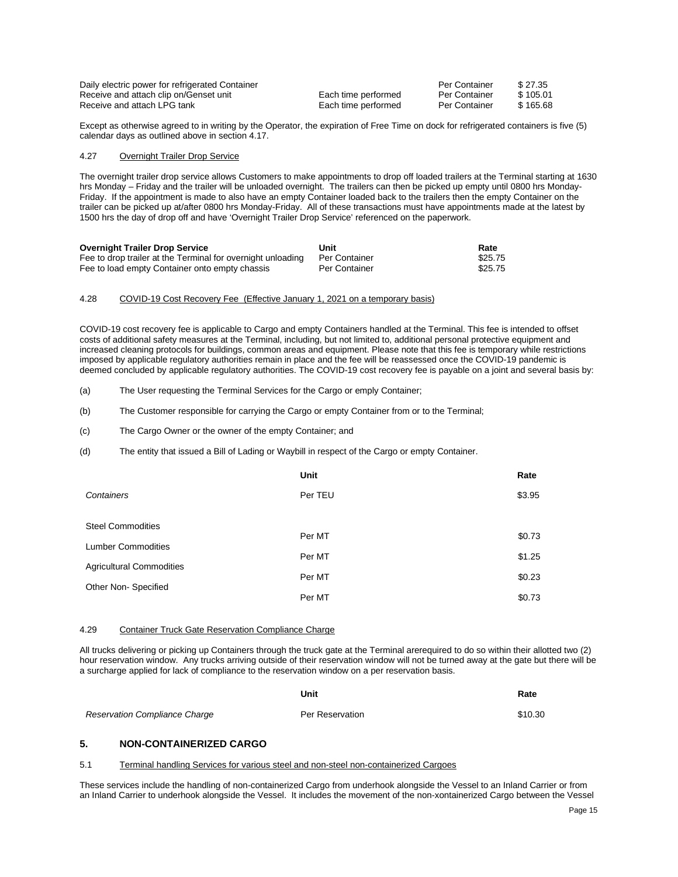| | | | |
|---|---|---|---|
| Daily electric power for refrigerated Container | | Per Container | $ 27.35 |
| Receive and attach clip on/Genset unit | Each time performed | Per Container | $ 105.01 |
| Receive and attach LPG tank | Each time performed | Per Container | $ 165.68 |

Except as otherwise agreed to in writing by the Operator, the expiration of Free Time on dock for refrigerated containers is five (5) calendar days as outlined above in section 4.17.

4.27 Overnight Trailer Drop Service

The overnight trailer drop service allows Customers to make appointments to drop off loaded trailers at the Terminal starting at 1630 hrs Monday – Friday and the trailer will be unloaded overnight. The trailers can then be picked up empty until 0800 hrs Monday-Friday. If the appointment is made to also have an empty Container loaded back to the trailers then the empty Container on the trailer can be picked up at/after 0800 hrs Monday-Friday. All of these transactions must have appointments made at the latest by 1500 hrs the day of drop off and have 'Overnight Trailer Drop Service' referenced on the paperwork.

| **Overnight Trailer Drop Service** | **Unit** | **Rate** |
|---|---|---|
| Fee to drop trailer at the Terminal for overnight unloading | Per Container | $25.75 |
| Fee to load empty Container onto empty chassis | Per Container | $25.75 |

4.28 COVID-19 Cost Recovery Fee (Effective January 1, 2021 on a temporary basis)

COVID-19 cost recovery fee is applicable to Cargo and empty Containers handled at the Terminal. This fee is intended to offset costs of additional safety measures at the Terminal, including, but not limited to, additional personal protective equipment and increased cleaning protocols for buildings, common areas and equipment. Please note that this fee is temporary while restrictions imposed by applicable regulatory authorities remain in place and the fee will be reassessed once the COVID-19 pandemic is deemed concluded by applicable regulatory authorities. The COVID-19 cost recovery fee is payable on a joint and several basis by:

(a) The User requesting the Terminal Services for the Cargo or emply Container;

(b) The Customer responsible for carrying the Cargo or empty Container from or to the Terminal;

(c) The Cargo Owner or the owner of the empty Container; and

(d) The entity that issued a Bill of Lading or Waybill in respect of the Cargo or empty Container.

| | **Unit** | **Rate** |
|---|---|---|
| *Containers* | Per TEU | $3.95 |
| Steel Commodities | Per MT | $0.73 |
| Lumber Commodities | Per MT | $1.25 |
| Agricultural Commodities | Per MT | $0.23 |
| Other Non- Specified | Per MT | $0.73 |

4.29 Container Truck Gate Reservation Compliance Charge

All trucks delivering or picking up Containers through the truck gate at the Terminal arerequired to do so within their allotted two (2) hour reservation window. Any trucks arriving outside of their reservation window will not be turned away at the gate but there will be a surcharge applied for lack of compliance to the reservation window on a per reservation basis.

| | **Unit** | **Rate** |
|---|---|---|
| *Reservation Compliance Charge* | Per Reservation | $10.30 |

## 5. NON-CONTAINERIZED CARGO

5.1 Terminal handling Services for various steel and non-steel non-containerized Cargoes

These services include the handling of non-containerized Cargo from underhook alongside the Vessel to an Inland Carrier or from an Inland Carrier to underhook alongside the Vessel. It includes the movement of the non-xontainerized Cargo between the Vessel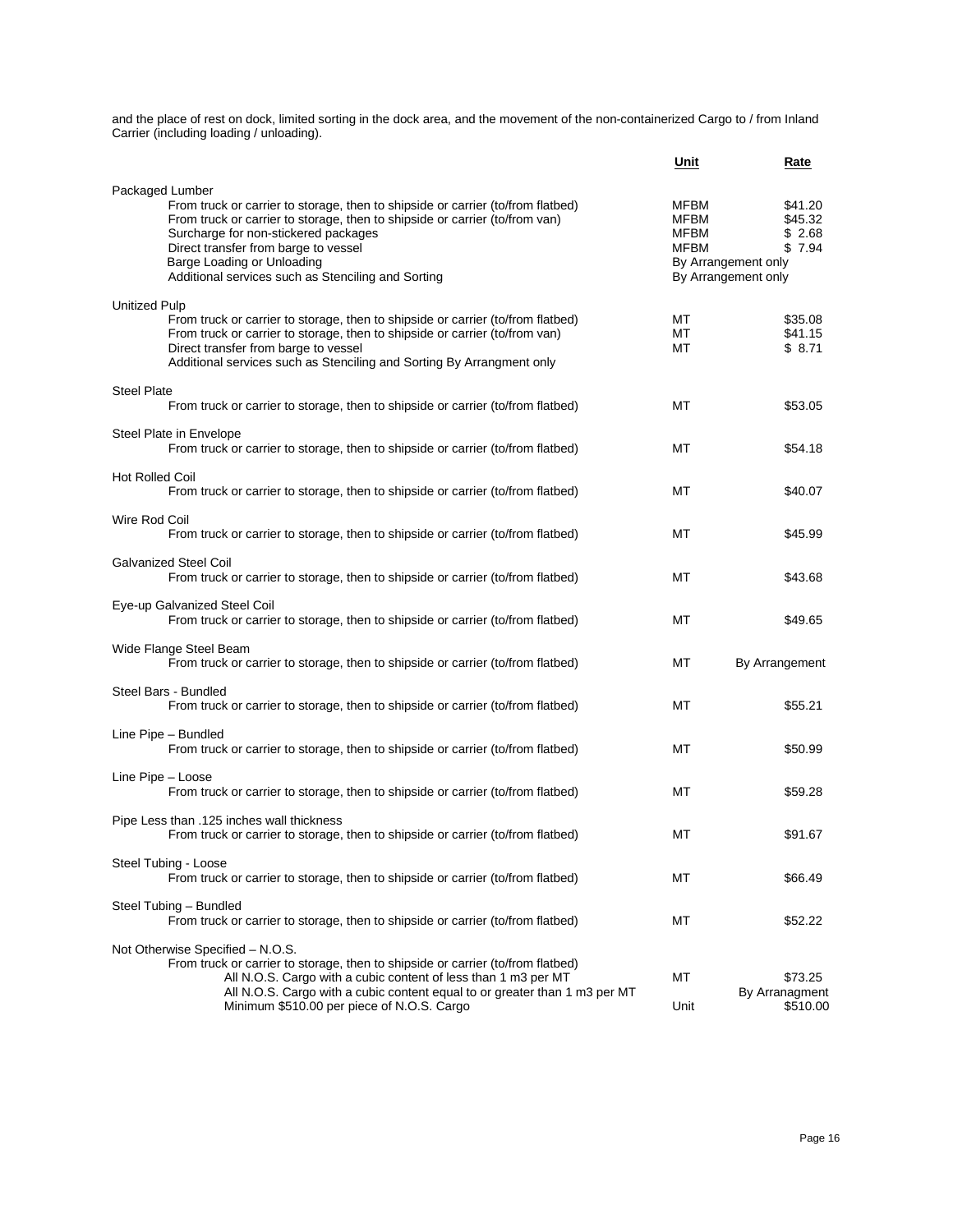and the place of rest on dock, limited sorting in the dock area, and the movement of the non-containerized Cargo to / from Inland Carrier (including loading / unloading).

| | **Unit** | **Rate** |
|---|---|---|
| Packaged Lumber | | |
| From truck or carrier to storage, then to shipside or carrier (to/from flatbed) | MFBM | $41.20 |
| From truck or carrier to storage, then to shipside or carrier (to/from van) | MFBM | $45.32 |
| Surcharge for non-stickered packages | MFBM | $ 2.68 |
| Direct transfer from barge to vessel | MFBM | $ 7.94 |
| Barge Loading or Unloading | By Arrangement only | |
| Additional services such as Stenciling and Sorting | By Arrangement only | |
| Unitized Pulp | | |
| From truck or carrier to storage, then to shipside or carrier (to/from flatbed) | MT | $35.08 |
| From truck or carrier to storage, then to shipside or carrier (to/from van) | MT | $41.15 |
| Direct transfer from barge to vessel | MT | $ 8.71 |
| Additional services such as Stenciling and Sorting By Arrangment only | | |
| Steel Plate | | |
| From truck or carrier to storage, then to shipside or carrier (to/from flatbed) | MT | $53.05 |
| Steel Plate in Envelope | | |
| From truck or carrier to storage, then to shipside or carrier (to/from flatbed) | MT | $54.18 |
| Hot Rolled Coil | | |
| From truck or carrier to storage, then to shipside or carrier (to/from flatbed) | MT | $40.07 |
| Wire Rod Coil | | |
| From truck or carrier to storage, then to shipside or carrier (to/from flatbed) | MT | $45.99 |
| Galvanized Steel Coil | | |
| From truck or carrier to storage, then to shipside or carrier (to/from flatbed) | MT | $43.68 |
| Eye-up Galvanized Steel Coil | | |
| From truck or carrier to storage, then to shipside or carrier (to/from flatbed) | MT | $49.65 |
| Wide Flange Steel Beam | | |
| From truck or carrier to storage, then to shipside or carrier (to/from flatbed) | MT | By Arrangement |
| Steel Bars - Bundled | | |
| From truck or carrier to storage, then to shipside or carrier (to/from flatbed) | MT | $55.21 |
| Line Pipe – Bundled | | |
| From truck or carrier to storage, then to shipside or carrier (to/from flatbed) | MT | $50.99 |
| Line Pipe – Loose | | |
| From truck or carrier to storage, then to shipside or carrier (to/from flatbed) | MT | $59.28 |
| Pipe Less than .125 inches wall thickness | | |
| From truck or carrier to storage, then to shipside or carrier (to/from flatbed) | MT | $91.67 |
| Steel Tubing - Loose | | |
| From truck or carrier to storage, then to shipside or carrier (to/from flatbed) | MT | $66.49 |
| Steel Tubing – Bundled | | |
| From truck or carrier to storage, then to shipside or carrier (to/from flatbed) | MT | $52.22 |
| Not Otherwise Specified – N.O.S. | | |
| From truck or carrier to storage, then to shipside or carrier (to/from flatbed) | | |
| All N.O.S. Cargo with a cubic content of less than 1 m3 per MT | MT | $73.25 |
| All N.O.S. Cargo with a cubic content equal to or greater than 1 m3 per MT | | By Arranagment |
| Minimum $510.00 per piece of N.O.S. Cargo | Unit | $510.00 |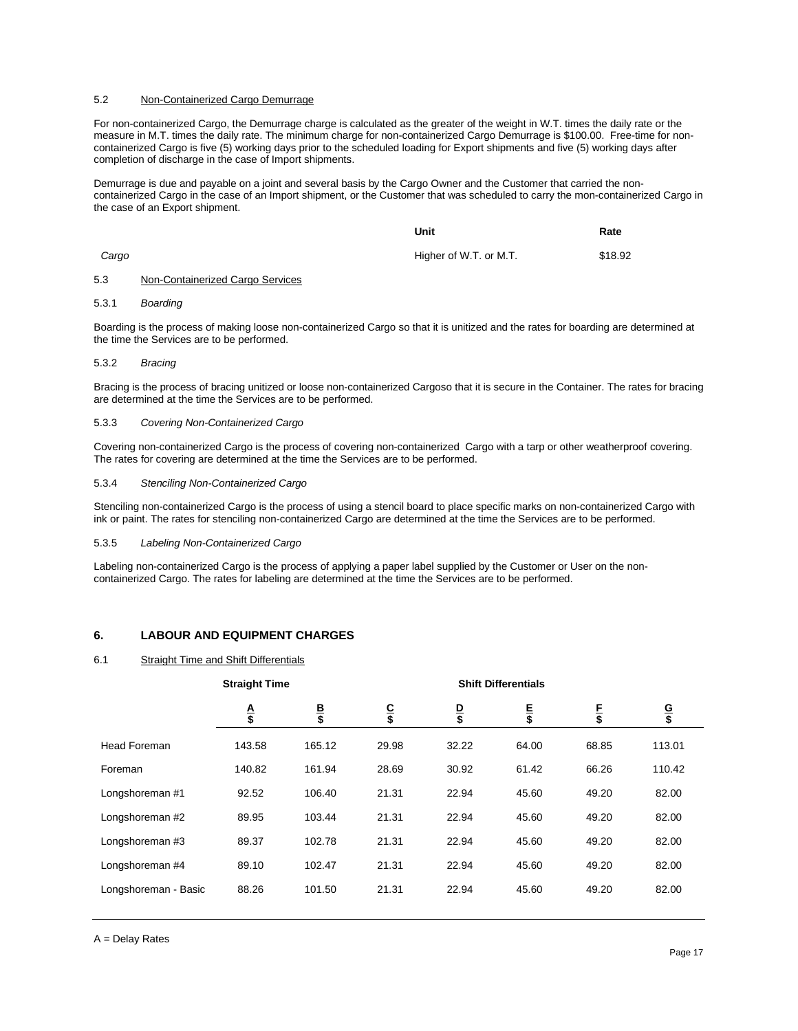### 5.2 Non-Containerized Cargo Demurrage

For non-containerized Cargo, the Demurrage charge is calculated as the greater of the weight in W.T. times the daily rate or the measure in M.T. times the daily rate. The minimum charge for non-containerized Cargo Demurrage is $100.00. Free-time for non-containerized Cargo is five (5) working days prior to the scheduled loading for Export shipments and five (5) working days after completion of discharge in the case of Import shipments.

Demurrage is due and payable on a joint and several basis by the Cargo Owner and the Customer that carried the non-containerized Cargo in the case of an Import shipment, or the Customer that was scheduled to carry the mon-containerized Cargo in the case of an Export shipment.

| | Unit | Rate |
|---|---|---|
| *Cargo* | Higher of W.T. or M.T. | $18.92 |

### 5.3 Non-Containerized Cargo Services

#### 5.3.1 *Boarding*

Boarding is the process of making loose non-containerized Cargo so that it is unitized and the rates for boarding are determined at the time the Services are to be performed.

#### 5.3.2 *Bracing*

Bracing is the process of bracing unitized or loose non-containerized Cargoso that it is secure in the Container. The rates for bracing are determined at the time the Services are to be performed.

#### 5.3.3 *Covering Non-Containerized Cargo*

Covering non-containerized Cargo is the process of covering non-containerized Cargo with a tarp or other weatherproof covering. The rates for covering are determined at the time the Services are to be performed.

#### 5.3.4 *Stenciling Non-Containerized Cargo*

Stenciling non-containerized Cargo is the process of using a stencil board to place specific marks on non-containerized Cargo with ink or paint. The rates for stenciling non-containerized Cargo are determined at the time the Services are to be performed.

#### 5.3.5 *Labeling Non-Containerized Cargo*

Labeling non-containerized Cargo is the process of applying a paper label supplied by the Customer or User on the non-containerized Cargo. The rates for labeling are determined at the time the Services are to be performed.

## 6. LABOUR AND EQUIPMENT CHARGES

### 6.1 Straight Time and Shift Differentials

| | Straight Time | | Shift Differentials | | | | |
|---|---|---|---|---|---|---|---|
| | A $ | B $ | C $ | D $ | E $ | F $ | G $ |
| Head Foreman | 143.58 | 165.12 | 29.98 | 32.22 | 64.00 | 68.85 | 113.01 |
| Foreman | 140.82 | 161.94 | 28.69 | 30.92 | 61.42 | 66.26 | 110.42 |
| Longshoreman #1 | 92.52 | 106.40 | 21.31 | 22.94 | 45.60 | 49.20 | 82.00 |
| Longshoreman #2 | 89.95 | 103.44 | 21.31 | 22.94 | 45.60 | 49.20 | 82.00 |
| Longshoreman #3 | 89.37 | 102.78 | 21.31 | 22.94 | 45.60 | 49.20 | 82.00 |
| Longshoreman #4 | 89.10 | 102.47 | 21.31 | 22.94 | 45.60 | 49.20 | 82.00 |
| Longshoreman - Basic | 88.26 | 101.50 | 21.31 | 22.94 | 45.60 | 49.20 | 82.00 |

A = Delay Rates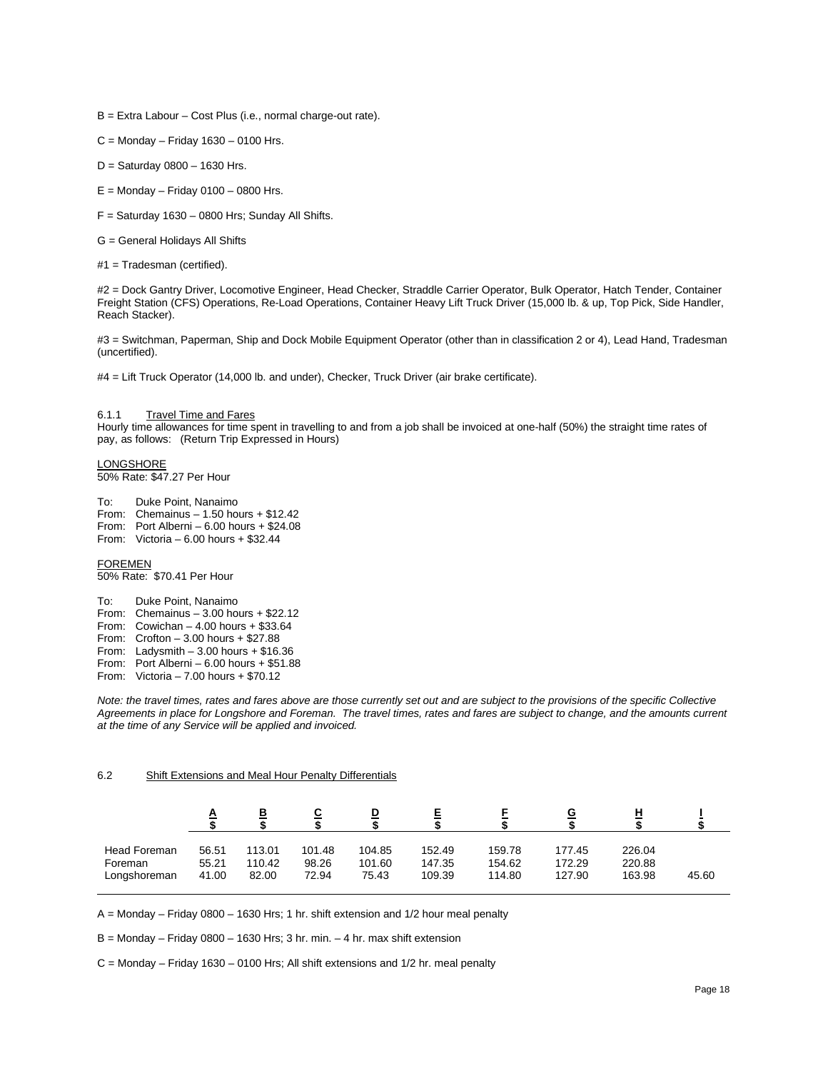B = Extra Labour – Cost Plus (i.e., normal charge-out rate).

C = Monday – Friday 1630 – 0100 Hrs.

D = Saturday 0800 – 1630 Hrs.

E = Monday – Friday 0100 – 0800 Hrs.

F = Saturday 1630 – 0800 Hrs; Sunday All Shifts.

G = General Holidays All Shifts

#1 = Tradesman (certified).

#2 = Dock Gantry Driver, Locomotive Engineer, Head Checker, Straddle Carrier Operator, Bulk Operator, Hatch Tender, Container Freight Station (CFS) Operations, Re-Load Operations, Container Heavy Lift Truck Driver (15,000 lb. & up, Top Pick, Side Handler, Reach Stacker).

#3 = Switchman, Paperman, Ship and Dock Mobile Equipment Operator (other than in classification 2 or 4), Lead Hand, Tradesman (uncertified).

#4 = Lift Truck Operator (14,000 lb. and under), Checker, Truck Driver (air brake certificate).

6.1.1 Travel Time and Fares

Hourly time allowances for time spent in travelling to and from a job shall be invoiced at one-half (50%) the straight time rates of pay, as follows: (Return Trip Expressed in Hours)

LONGSHORE

50% Rate: $47.27 Per Hour

To: Duke Point, Nanaimo
From: Chemainus – 1.50 hours + $12.42
From: Port Alberni – 6.00 hours + $24.08
From: Victoria – 6.00 hours + $32.44

FOREMEN

50% Rate: $70.41 Per Hour

To: Duke Point, Nanaimo
From: Chemainus – 3.00 hours + $22.12
From: Cowichan – 4.00 hours + $33.64
From: Crofton – 3.00 hours + $27.88
From: Ladysmith – 3.00 hours + $16.36
From: Port Alberni – 6.00 hours + $51.88
From: Victoria – 7.00 hours + $70.12

*Note: the travel times, rates and fares above are those currently set out and are subject to the provisions of the specific Collective Agreements in place for Longshore and Foreman. The travel times, rates and fares are subject to change, and the amounts current at the time of any Service will be applied and invoiced.*

6.2 Shift Extensions and Meal Hour Penalty Differentials

| | A $ | B $ | C $ | D $ | E $ | F $ | G $ | H $ | I $ |
|---|---|---|---|---|---|---|---|---|---|
| Head Foreman | 56.51 | 113.01 | 101.48 | 104.85 | 152.49 | 159.78 | 177.45 | 226.04 | |
| Foreman | 55.21 | 110.42 | 98.26 | 101.60 | 147.35 | 154.62 | 172.29 | 220.88 | |
| Longshoreman | 41.00 | 82.00 | 72.94 | 75.43 | 109.39 | 114.80 | 127.90 | 163.98 | 45.60 |

A = Monday – Friday 0800 – 1630 Hrs; 1 hr. shift extension and 1/2 hour meal penalty

B = Monday – Friday 0800 – 1630 Hrs; 3 hr. min. – 4 hr. max shift extension

C = Monday – Friday 1630 – 0100 Hrs; All shift extensions and 1/2 hr. meal penalty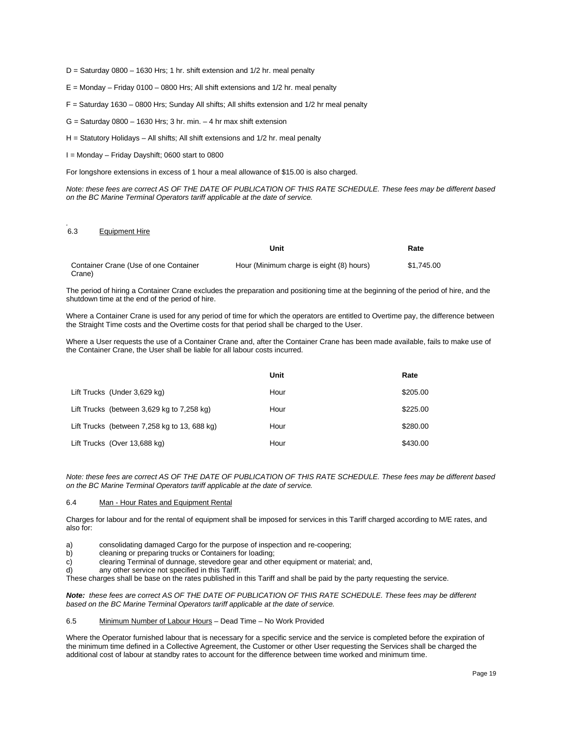D = Saturday 0800 – 1630 Hrs; 1 hr. shift extension and 1/2 hr. meal penalty

E = Monday – Friday 0100 – 0800 Hrs; All shift extensions and 1/2 hr. meal penalty

F = Saturday 1630 – 0800 Hrs; Sunday All shifts; All shifts extension and 1/2 hr meal penalty

G = Saturday 0800 – 1630 Hrs; 3 hr. min. – 4 hr max shift extension

H = Statutory Holidays – All shifts; All shift extensions and 1/2 hr. meal penalty

I = Monday – Friday Dayshift; 0600 start to 0800

For longshore extensions in excess of 1 hour a meal allowance of $15.00 is also charged.

*Note: these fees are correct AS OF THE DATE OF PUBLICATION OF THIS RATE SCHEDULE. These fees may be different based on the BC Marine Terminal Operators tariff applicable at the date of service.*

## 6.3 Equipment Hire

| | Unit | Rate |
|---|---|---|
| Container Crane (Use of one Container Crane) | Hour (Minimum charge is eight (8) hours) | $1,745.00 |

The period of hiring a Container Crane excludes the preparation and positioning time at the beginning of the period of hire, and the shutdown time at the end of the period of hire.

Where a Container Crane is used for any period of time for which the operators are entitled to Overtime pay, the difference between the Straight Time costs and the Overtime costs for that period shall be charged to the User.

Where a User requests the use of a Container Crane and, after the Container Crane has been made available, fails to make use of the Container Crane, the User shall be liable for all labour costs incurred.

| | Unit | Rate |
|---|---|---|
| Lift Trucks (Under 3,629 kg) | Hour | $205.00 |
| Lift Trucks (between 3,629 kg to 7,258 kg) | Hour | $225.00 |
| Lift Trucks (between 7,258 kg to 13, 688 kg) | Hour | $280.00 |
| Lift Trucks (Over 13,688 kg) | Hour | $430.00 |

*Note: these fees are correct AS OF THE DATE OF PUBLICATION OF THIS RATE SCHEDULE. These fees may be different based on the BC Marine Terminal Operators tariff applicable at the date of service.*

## 6.4 Man - Hour Rates and Equipment Rental

Charges for labour and for the rental of equipment shall be imposed for services in this Tariff charged according to M/E rates, and also for:

a) consolidating damaged Cargo for the purpose of inspection and re-coopering;
b) cleaning or preparing trucks or Containers for loading;
c) clearing Terminal of dunnage, stevedore gear and other equipment or material; and,
d) any other service not specified in this Tariff.

These charges shall be base on the rates published in this Tariff and shall be paid by the party requesting the service.

***Note:*** *these fees are correct AS OF THE DATE OF PUBLICATION OF THIS RATE SCHEDULE. These fees may be different based on the BC Marine Terminal Operators tariff applicable at the date of service.*

## 6.5 Minimum Number of Labour Hours – Dead Time – No Work Provided

Where the Operator furnished labour that is necessary for a specific service and the service is completed before the expiration of the minimum time defined in a Collective Agreement, the Customer or other User requesting the Services shall be charged the additional cost of labour at standby rates to account for the difference between time worked and minimum time.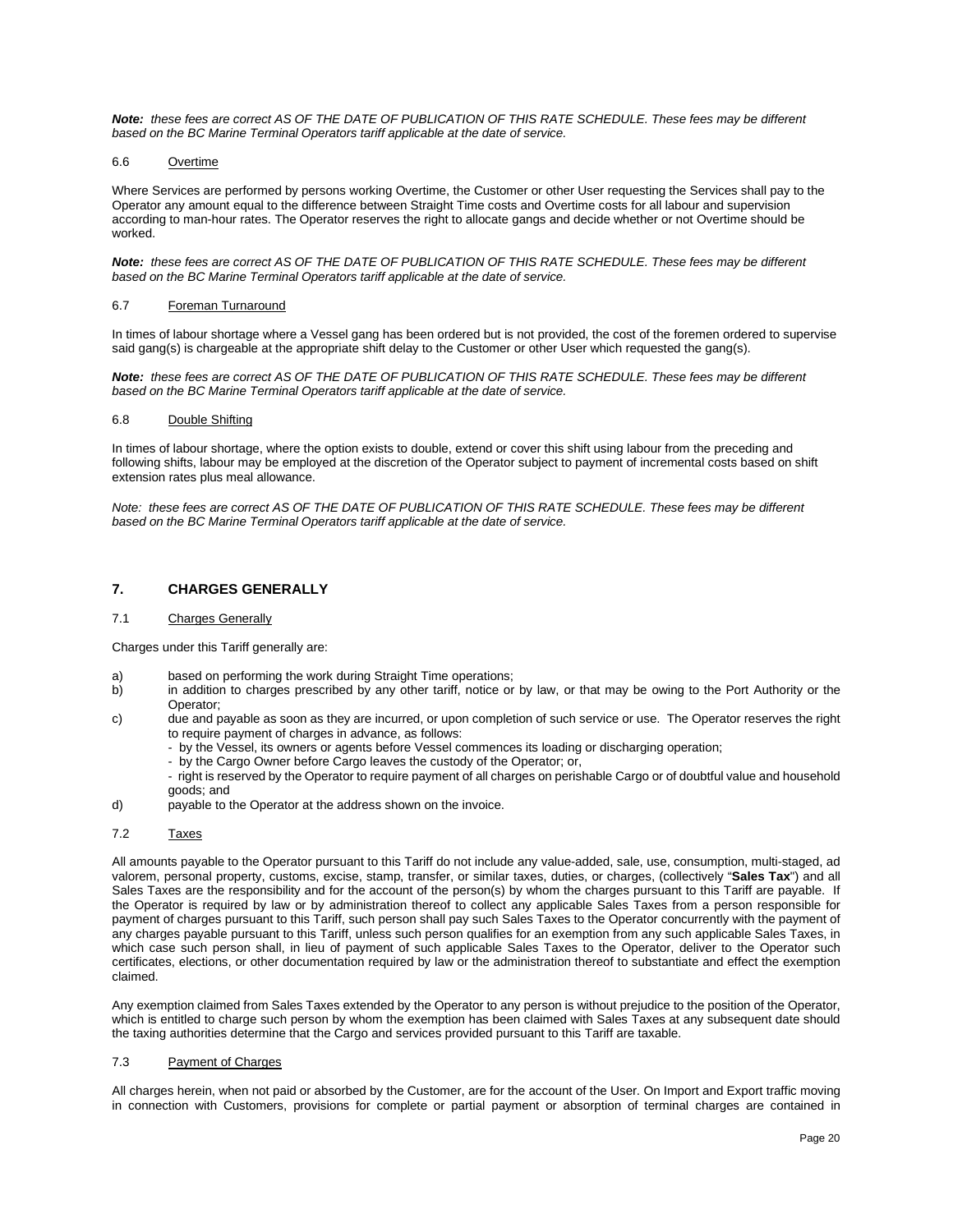***Note:*** *these fees are correct AS OF THE DATE OF PUBLICATION OF THIS RATE SCHEDULE. These fees may be different based on the BC Marine Terminal Operators tariff applicable at the date of service.*

### 6.6 Overtime

Where Services are performed by persons working Overtime, the Customer or other User requesting the Services shall pay to the Operator any amount equal to the difference between Straight Time costs and Overtime costs for all labour and supervision according to man-hour rates. The Operator reserves the right to allocate gangs and decide whether or not Overtime should be worked.

***Note:*** *these fees are correct AS OF THE DATE OF PUBLICATION OF THIS RATE SCHEDULE. These fees may be different based on the BC Marine Terminal Operators tariff applicable at the date of service.*

### 6.7 Foreman Turnaround

In times of labour shortage where a Vessel gang has been ordered but is not provided, the cost of the foremen ordered to supervise said gang(s) is chargeable at the appropriate shift delay to the Customer or other User which requested the gang(s).

***Note:*** *these fees are correct AS OF THE DATE OF PUBLICATION OF THIS RATE SCHEDULE. These fees may be different based on the BC Marine Terminal Operators tariff applicable at the date of service.*

### 6.8 Double Shifting

In times of labour shortage, where the option exists to double, extend or cover this shift using labour from the preceding and following shifts, labour may be employed at the discretion of the Operator subject to payment of incremental costs based on shift extension rates plus meal allowance.

*Note: these fees are correct AS OF THE DATE OF PUBLICATION OF THIS RATE SCHEDULE. These fees may be different based on the BC Marine Terminal Operators tariff applicable at the date of service.*

## 7. CHARGES GENERALLY

### 7.1 Charges Generally

Charges under this Tariff generally are:

a) based on performing the work during Straight Time operations;
b) in addition to charges prescribed by any other tariff, notice or by law, or that may be owing to the Port Authority or the Operator;
c) due and payable as soon as they are incurred, or upon completion of such service or use. The Operator reserves the right to require payment of charges in advance, as follows:
   - by the Vessel, its owners or agents before Vessel commences its loading or discharging operation;
   - by the Cargo Owner before Cargo leaves the custody of the Operator; or,
   - right is reserved by the Operator to require payment of all charges on perishable Cargo or of doubtful value and household goods; and
d) payable to the Operator at the address shown on the invoice.

### 7.2 Taxes

All amounts payable to the Operator pursuant to this Tariff do not include any value-added, sale, use, consumption, multi-staged, ad valorem, personal property, customs, excise, stamp, transfer, or similar taxes, duties, or charges, (collectively "**Sales Tax**") and all Sales Taxes are the responsibility and for the account of the person(s) by whom the charges pursuant to this Tariff are payable. If the Operator is required by law or by administration thereof to collect any applicable Sales Taxes from a person responsible for payment of charges pursuant to this Tariff, such person shall pay such Sales Taxes to the Operator concurrently with the payment of any charges payable pursuant to this Tariff, unless such person qualifies for an exemption from any such applicable Sales Taxes, in which case such person shall, in lieu of payment of such applicable Sales Taxes to the Operator, deliver to the Operator such certificates, elections, or other documentation required by law or the administration thereof to substantiate and effect the exemption claimed.

Any exemption claimed from Sales Taxes extended by the Operator to any person is without prejudice to the position of the Operator, which is entitled to charge such person by whom the exemption has been claimed with Sales Taxes at any subsequent date should the taxing authorities determine that the Cargo and services provided pursuant to this Tariff are taxable.

### 7.3 Payment of Charges

All charges herein, when not paid or absorbed by the Customer, are for the account of the User. On Import and Export traffic moving in connection with Customers, provisions for complete or partial payment or absorption of terminal charges are contained in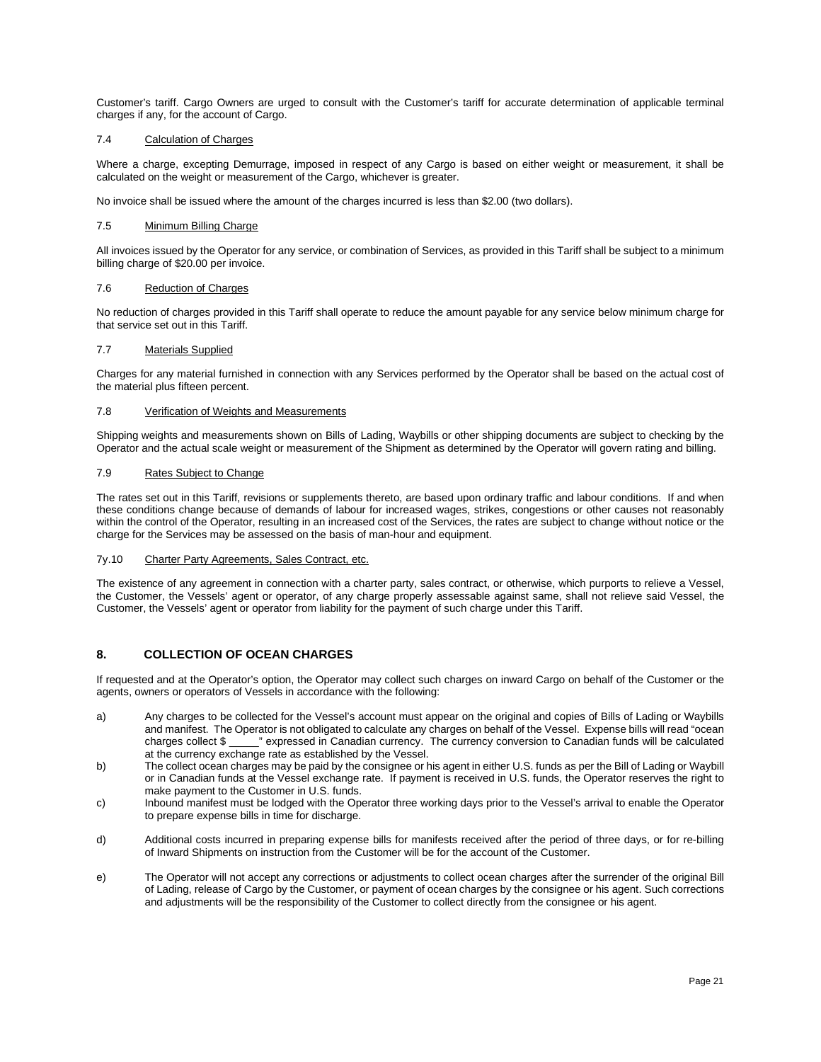Customer's tariff. Cargo Owners are urged to consult with the Customer's tariff for accurate determination of applicable terminal charges if any, for the account of Cargo.

### 7.4 Calculation of Charges

Where a charge, excepting Demurrage, imposed in respect of any Cargo is based on either weight or measurement, it shall be calculated on the weight or measurement of the Cargo, whichever is greater.

No invoice shall be issued where the amount of the charges incurred is less than $2.00 (two dollars).

### 7.5 Minimum Billing Charge

All invoices issued by the Operator for any service, or combination of Services, as provided in this Tariff shall be subject to a minimum billing charge of $20.00 per invoice.

### 7.6 Reduction of Charges

No reduction of charges provided in this Tariff shall operate to reduce the amount payable for any service below minimum charge for that service set out in this Tariff.

### 7.7 Materials Supplied

Charges for any material furnished in connection with any Services performed by the Operator shall be based on the actual cost of the material plus fifteen percent.

### 7.8 Verification of Weights and Measurements

Shipping weights and measurements shown on Bills of Lading, Waybills or other shipping documents are subject to checking by the Operator and the actual scale weight or measurement of the Shipment as determined by the Operator will govern rating and billing.

### 7.9 Rates Subject to Change

The rates set out in this Tariff, revisions or supplements thereto, are based upon ordinary traffic and labour conditions. If and when these conditions change because of demands of labour for increased wages, strikes, congestions or other causes not reasonably within the control of the Operator, resulting in an increased cost of the Services, the rates are subject to change without notice or the charge for the Services may be assessed on the basis of man-hour and equipment.

### 7y.10 Charter Party Agreements, Sales Contract, etc.

The existence of any agreement in connection with a charter party, sales contract, or otherwise, which purports to relieve a Vessel, the Customer, the Vessels' agent or operator, of any charge properly assessable against same, shall not relieve said Vessel, the Customer, the Vessels' agent or operator from liability for the payment of such charge under this Tariff.

## 8. COLLECTION OF OCEAN CHARGES

If requested and at the Operator's option, the Operator may collect such charges on inward Cargo on behalf of the Customer or the agents, owners or operators of Vessels in accordance with the following:

a) Any charges to be collected for the Vessel's account must appear on the original and copies of Bills of Lading or Waybills and manifest. The Operator is not obligated to calculate any charges on behalf of the Vessel. Expense bills will read "ocean charges collect $ _____" expressed in Canadian currency. The currency conversion to Canadian funds will be calculated at the currency exchange rate as established by the Vessel.

b) The collect ocean charges may be paid by the consignee or his agent in either U.S. funds as per the Bill of Lading or Waybill or in Canadian funds at the Vessel exchange rate. If payment is received in U.S. funds, the Operator reserves the right to make payment to the Customer in U.S. funds.

c) Inbound manifest must be lodged with the Operator three working days prior to the Vessel's arrival to enable the Operator to prepare expense bills in time for discharge.

d) Additional costs incurred in preparing expense bills for manifests received after the period of three days, or for re-billing of Inward Shipments on instruction from the Customer will be for the account of the Customer.

e) The Operator will not accept any corrections or adjustments to collect ocean charges after the surrender of the original Bill of Lading, release of Cargo by the Customer, or payment of ocean charges by the consignee or his agent. Such corrections and adjustments will be the responsibility of the Customer to collect directly from the consignee or his agent.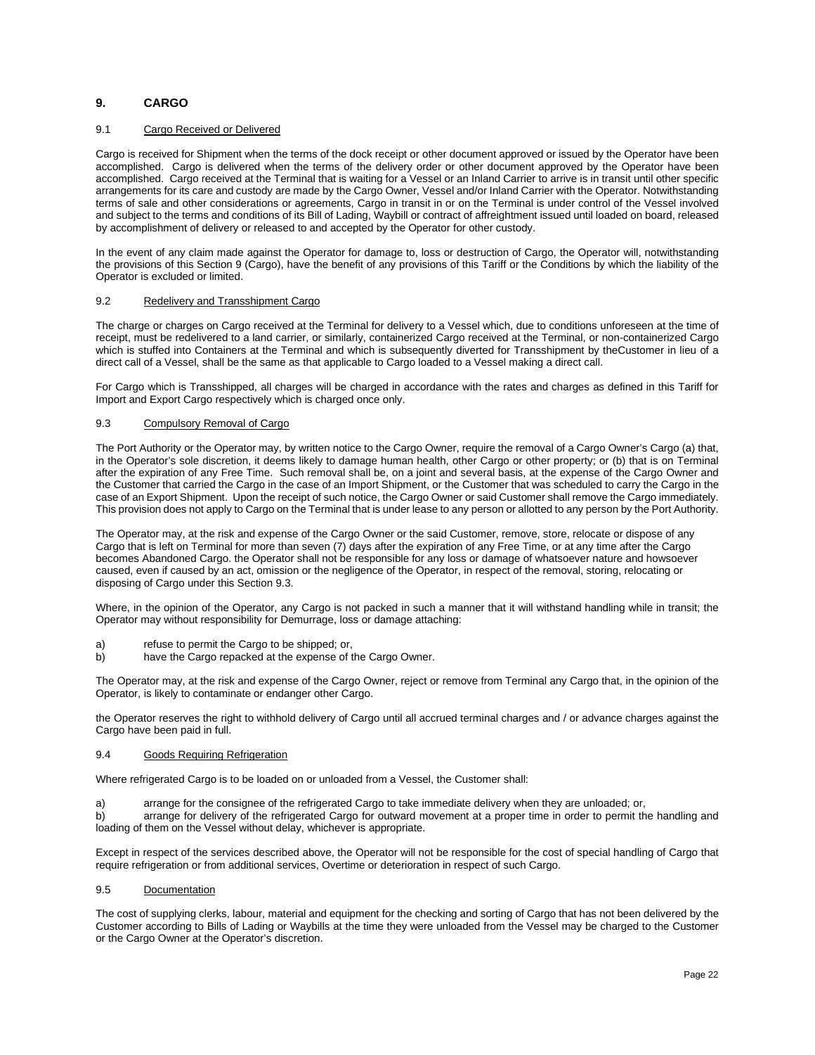## 9. CARGO

### 9.1 Cargo Received or Delivered

Cargo is received for Shipment when the terms of the dock receipt or other document approved or issued by the Operator have been accomplished. Cargo is delivered when the terms of the delivery order or other document approved by the Operator have been accomplished. Cargo received at the Terminal that is waiting for a Vessel or an Inland Carrier to arrive is in transit until other specific arrangements for its care and custody are made by the Cargo Owner, Vessel and/or Inland Carrier with the Operator. Notwithstanding terms of sale and other considerations or agreements, Cargo in transit in or on the Terminal is under control of the Vessel involved and subject to the terms and conditions of its Bill of Lading, Waybill or contract of affreightment issued until loaded on board, released by accomplishment of delivery or released to and accepted by the Operator for other custody.

In the event of any claim made against the Operator for damage to, loss or destruction of Cargo, the Operator will, notwithstanding the provisions of this Section 9 (Cargo), have the benefit of any provisions of this Tariff or the Conditions by which the liability of the Operator is excluded or limited.

### 9.2 Redelivery and Transshipment Cargo

The charge or charges on Cargo received at the Terminal for delivery to a Vessel which, due to conditions unforeseen at the time of receipt, must be redelivered to a land carrier, or similarly, containerized Cargo received at the Terminal, or non-containerized Cargo which is stuffed into Containers at the Terminal and which is subsequently diverted for Transshipment by theCustomer in lieu of a direct call of a Vessel, shall be the same as that applicable to Cargo loaded to a Vessel making a direct call.

For Cargo which is Transshipped, all charges will be charged in accordance with the rates and charges as defined in this Tariff for Import and Export Cargo respectively which is charged once only.

### 9.3 Compulsory Removal of Cargo

The Port Authority or the Operator may, by written notice to the Cargo Owner, require the removal of a Cargo Owner's Cargo (a) that, in the Operator's sole discretion, it deems likely to damage human health, other Cargo or other property; or (b) that is on Terminal after the expiration of any Free Time. Such removal shall be, on a joint and several basis, at the expense of the Cargo Owner and the Customer that carried the Cargo in the case of an Import Shipment, or the Customer that was scheduled to carry the Cargo in the case of an Export Shipment. Upon the receipt of such notice, the Cargo Owner or said Customer shall remove the Cargo immediately. This provision does not apply to Cargo on the Terminal that is under lease to any person or allotted to any person by the Port Authority.

The Operator may, at the risk and expense of the Cargo Owner or the said Customer, remove, store, relocate or dispose of any Cargo that is left on Terminal for more than seven (7) days after the expiration of any Free Time, or at any time after the Cargo becomes Abandoned Cargo. the Operator shall not be responsible for any loss or damage of whatsoever nature and howsoever caused, even if caused by an act, omission or the negligence of the Operator, in respect of the removal, storing, relocating or disposing of Cargo under this Section 9.3.

Where, in the opinion of the Operator, any Cargo is not packed in such a manner that it will withstand handling while in transit; the Operator may without responsibility for Demurrage, loss or damage attaching:

a) refuse to permit the Cargo to be shipped; or,
b) have the Cargo repacked at the expense of the Cargo Owner.

The Operator may, at the risk and expense of the Cargo Owner, reject or remove from Terminal any Cargo that, in the opinion of the Operator, is likely to contaminate or endanger other Cargo.

the Operator reserves the right to withhold delivery of Cargo until all accrued terminal charges and / or advance charges against the Cargo have been paid in full.

### 9.4 Goods Requiring Refrigeration

Where refrigerated Cargo is to be loaded on or unloaded from a Vessel, the Customer shall:

a) arrange for the consignee of the refrigerated Cargo to take immediate delivery when they are unloaded; or,
b) arrange for delivery of the refrigerated Cargo for outward movement at a proper time in order to permit the handling and loading of them on the Vessel without delay, whichever is appropriate.

Except in respect of the services described above, the Operator will not be responsible for the cost of special handling of Cargo that require refrigeration or from additional services, Overtime or deterioration in respect of such Cargo.

### 9.5 Documentation

The cost of supplying clerks, labour, material and equipment for the checking and sorting of Cargo that has not been delivered by the Customer according to Bills of Lading or Waybills at the time they were unloaded from the Vessel may be charged to the Customer or the Cargo Owner at the Operator's discretion.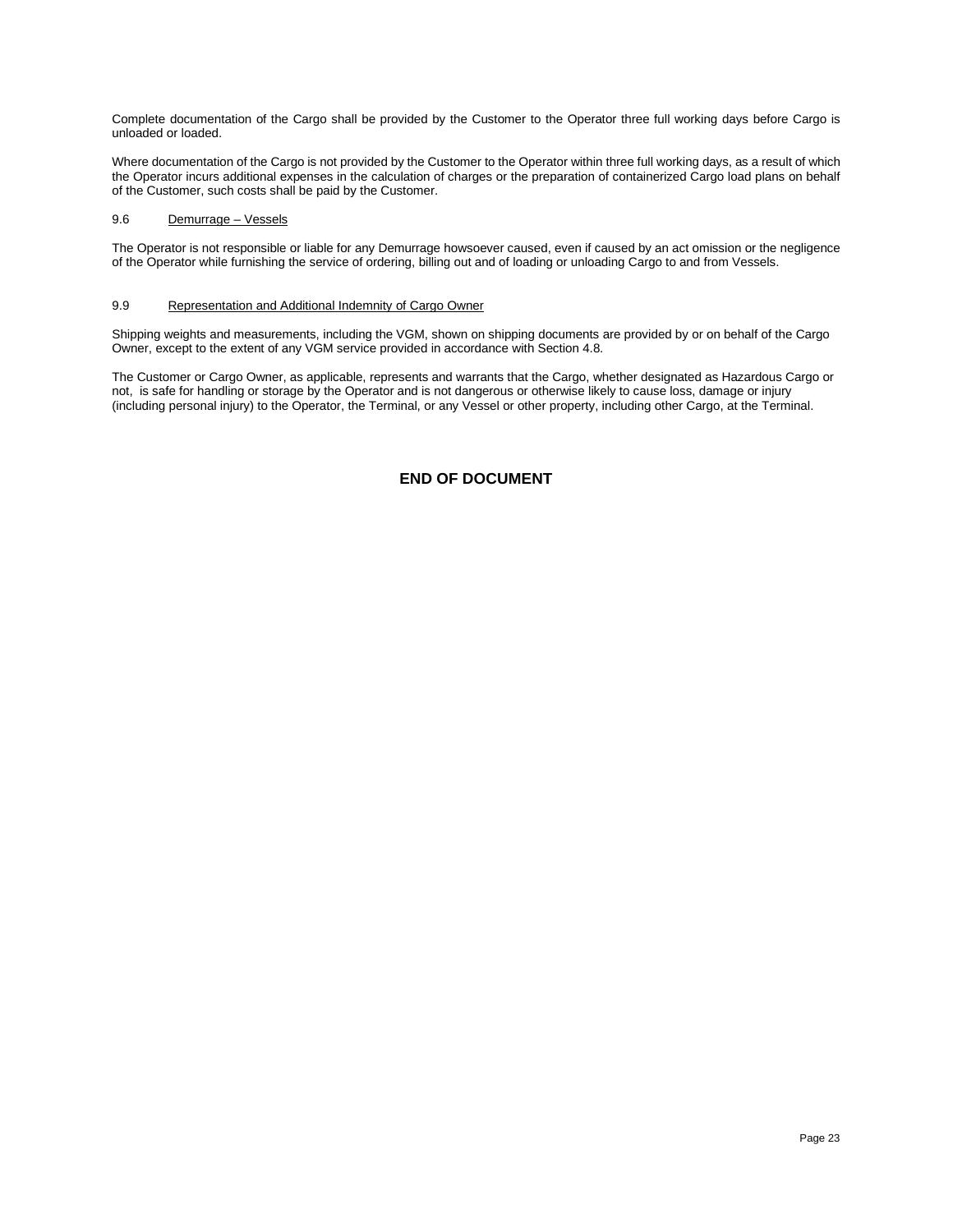Complete documentation of the Cargo shall be provided by the Customer to the Operator three full working days before Cargo is unloaded or loaded.

Where documentation of the Cargo is not provided by the Customer to the Operator within three full working days, as a result of which the Operator incurs additional expenses in the calculation of charges or the preparation of containerized Cargo load plans on behalf of the Customer, such costs shall be paid by the Customer.

### 9.6 Demurrage – Vessels

The Operator is not responsible or liable for any Demurrage howsoever caused, even if caused by an act omission or the negligence of the Operator while furnishing the service of ordering, billing out and of loading or unloading Cargo to and from Vessels.

### 9.9 Representation and Additional Indemnity of Cargo Owner

Shipping weights and measurements, including the VGM, shown on shipping documents are provided by or on behalf of the Cargo Owner, except to the extent of any VGM service provided in accordance with Section 4.8.

The Customer or Cargo Owner, as applicable, represents and warrants that the Cargo, whether designated as Hazardous Cargo or not, is safe for handling or storage by the Operator and is not dangerous or otherwise likely to cause loss, damage or injury (including personal injury) to the Operator, the Terminal, or any Vessel or other property, including other Cargo, at the Terminal.

**END OF DOCUMENT**